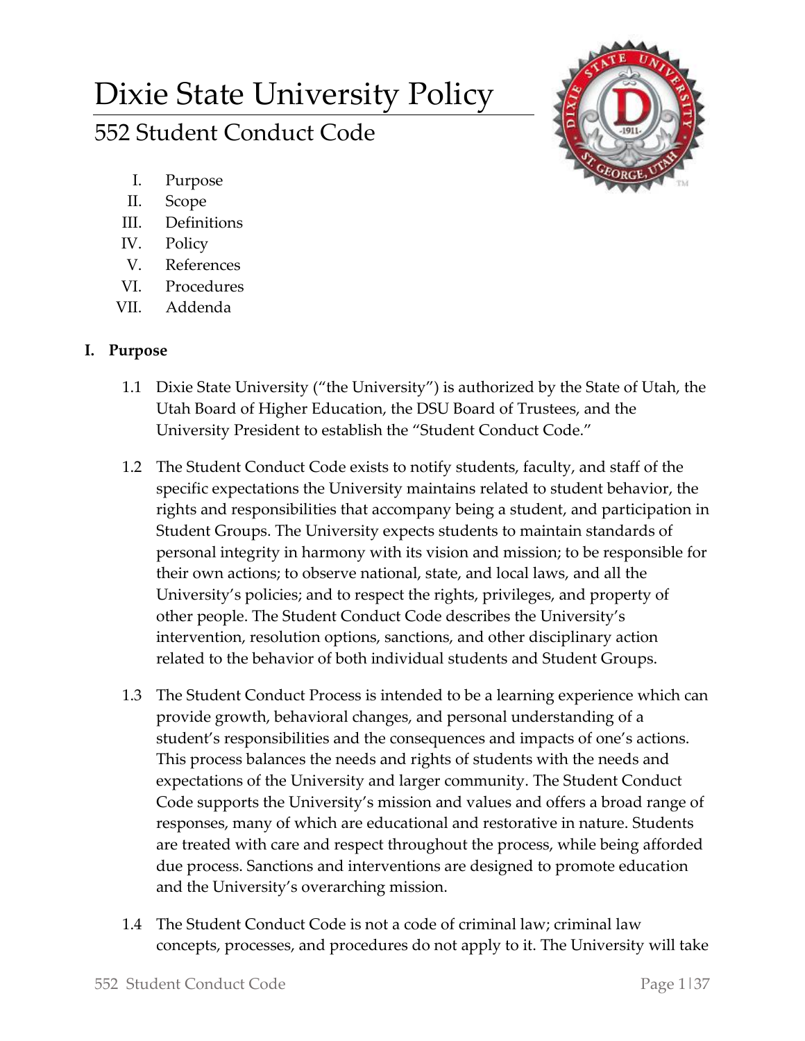# Dixie State University Policy

## 552 Student Conduct Code

I. Purpose
II. Scope
III. Definitions
IV. Policy
V. References
VI. Procedures
VII. Addenda

### I. Purpose

1.1 Dixie State University ("the University") is authorized by the State of Utah, the Utah Board of Higher Education, the DSU Board of Trustees, and the University President to establish the "Student Conduct Code."

1.2 The Student Conduct Code exists to notify students, faculty, and staff of the specific expectations the University maintains related to student behavior, the rights and responsibilities that accompany being a student, and participation in Student Groups. The University expects students to maintain standards of personal integrity in harmony with its vision and mission; to be responsible for their own actions; to observe national, state, and local laws, and all the University's policies; and to respect the rights, privileges, and property of other people. The Student Conduct Code describes the University's intervention, resolution options, sanctions, and other disciplinary action related to the behavior of both individual students and Student Groups.

1.3 The Student Conduct Process is intended to be a learning experience which can provide growth, behavioral changes, and personal understanding of a student's responsibilities and the consequences and impacts of one's actions. This process balances the needs and rights of students with the needs and expectations of the University and larger community. The Student Conduct Code supports the University's mission and values and offers a broad range of responses, many of which are educational and restorative in nature. Students are treated with care and respect throughout the process, while being afforded due process. Sanctions and interventions are designed to promote education and the University's overarching mission.

1.4 The Student Conduct Code is not a code of criminal law; criminal law concepts, processes, and procedures do not apply to it. The University will take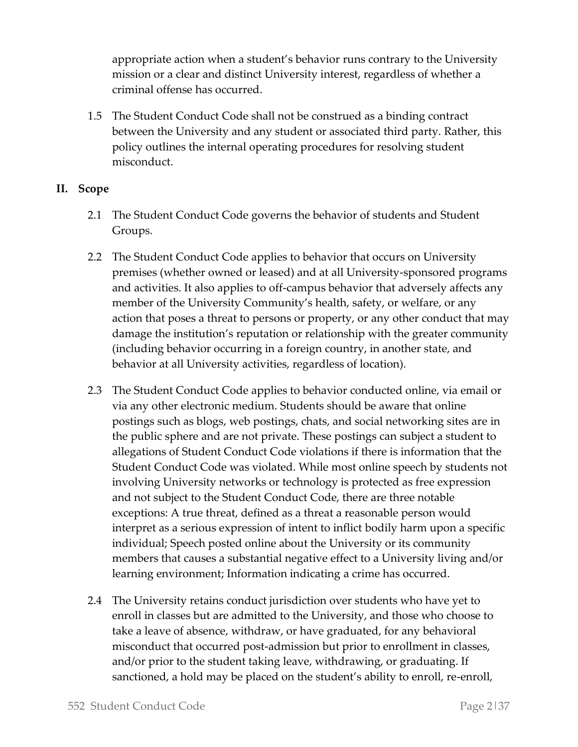appropriate action when a student's behavior runs contrary to the University mission or a clear and distinct University interest, regardless of whether a criminal offense has occurred.

1.5 The Student Conduct Code shall not be construed as a binding contract between the University and any student or associated third party. Rather, this policy outlines the internal operating procedures for resolving student misconduct.

## II. Scope

2.1 The Student Conduct Code governs the behavior of students and Student Groups.

2.2 The Student Conduct Code applies to behavior that occurs on University premises (whether owned or leased) and at all University-sponsored programs and activities. It also applies to off-campus behavior that adversely affects any member of the University Community's health, safety, or welfare, or any action that poses a threat to persons or property, or any other conduct that may damage the institution's reputation or relationship with the greater community (including behavior occurring in a foreign country, in another state, and behavior at all University activities, regardless of location).

2.3 The Student Conduct Code applies to behavior conducted online, via email or via any other electronic medium. Students should be aware that online postings such as blogs, web postings, chats, and social networking sites are in the public sphere and are not private. These postings can subject a student to allegations of Student Conduct Code violations if there is information that the Student Conduct Code was violated. While most online speech by students not involving University networks or technology is protected as free expression and not subject to the Student Conduct Code, there are three notable exceptions: A true threat, defined as a threat a reasonable person would interpret as a serious expression of intent to inflict bodily harm upon a specific individual; Speech posted online about the University or its community members that causes a substantial negative effect to a University living and/or learning environment; Information indicating a crime has occurred.

2.4 The University retains conduct jurisdiction over students who have yet to enroll in classes but are admitted to the University, and those who choose to take a leave of absence, withdraw, or have graduated, for any behavioral misconduct that occurred post-admission but prior to enrollment in classes, and/or prior to the student taking leave, withdrawing, or graduating. If sanctioned, a hold may be placed on the student's ability to enroll, re-enroll,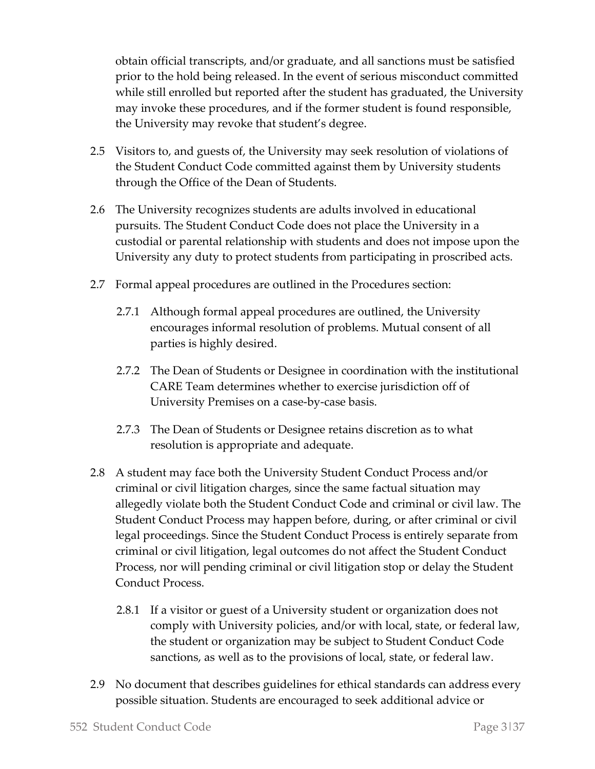obtain official transcripts, and/or graduate, and all sanctions must be satisfied prior to the hold being released. In the event of serious misconduct committed while still enrolled but reported after the student has graduated, the University may invoke these procedures, and if the former student is found responsible, the University may revoke that student's degree.

2.5 Visitors to, and guests of, the University may seek resolution of violations of the Student Conduct Code committed against them by University students through the Office of the Dean of Students.

2.6 The University recognizes students are adults involved in educational pursuits. The Student Conduct Code does not place the University in a custodial or parental relationship with students and does not impose upon the University any duty to protect students from participating in proscribed acts.

2.7 Formal appeal procedures are outlined in the Procedures section:

2.7.1 Although formal appeal procedures are outlined, the University encourages informal resolution of problems. Mutual consent of all parties is highly desired.

2.7.2 The Dean of Students or Designee in coordination with the institutional CARE Team determines whether to exercise jurisdiction off of University Premises on a case-by-case basis.

2.7.3 The Dean of Students or Designee retains discretion as to what resolution is appropriate and adequate.

2.8 A student may face both the University Student Conduct Process and/or criminal or civil litigation charges, since the same factual situation may allegedly violate both the Student Conduct Code and criminal or civil law. The Student Conduct Process may happen before, during, or after criminal or civil legal proceedings. Since the Student Conduct Process is entirely separate from criminal or civil litigation, legal outcomes do not affect the Student Conduct Process, nor will pending criminal or civil litigation stop or delay the Student Conduct Process.

2.8.1 If a visitor or guest of a University student or organization does not comply with University policies, and/or with local, state, or federal law, the student or organization may be subject to Student Conduct Code sanctions, as well as to the provisions of local, state, or federal law.

2.9 No document that describes guidelines for ethical standards can address every possible situation. Students are encouraged to seek additional advice or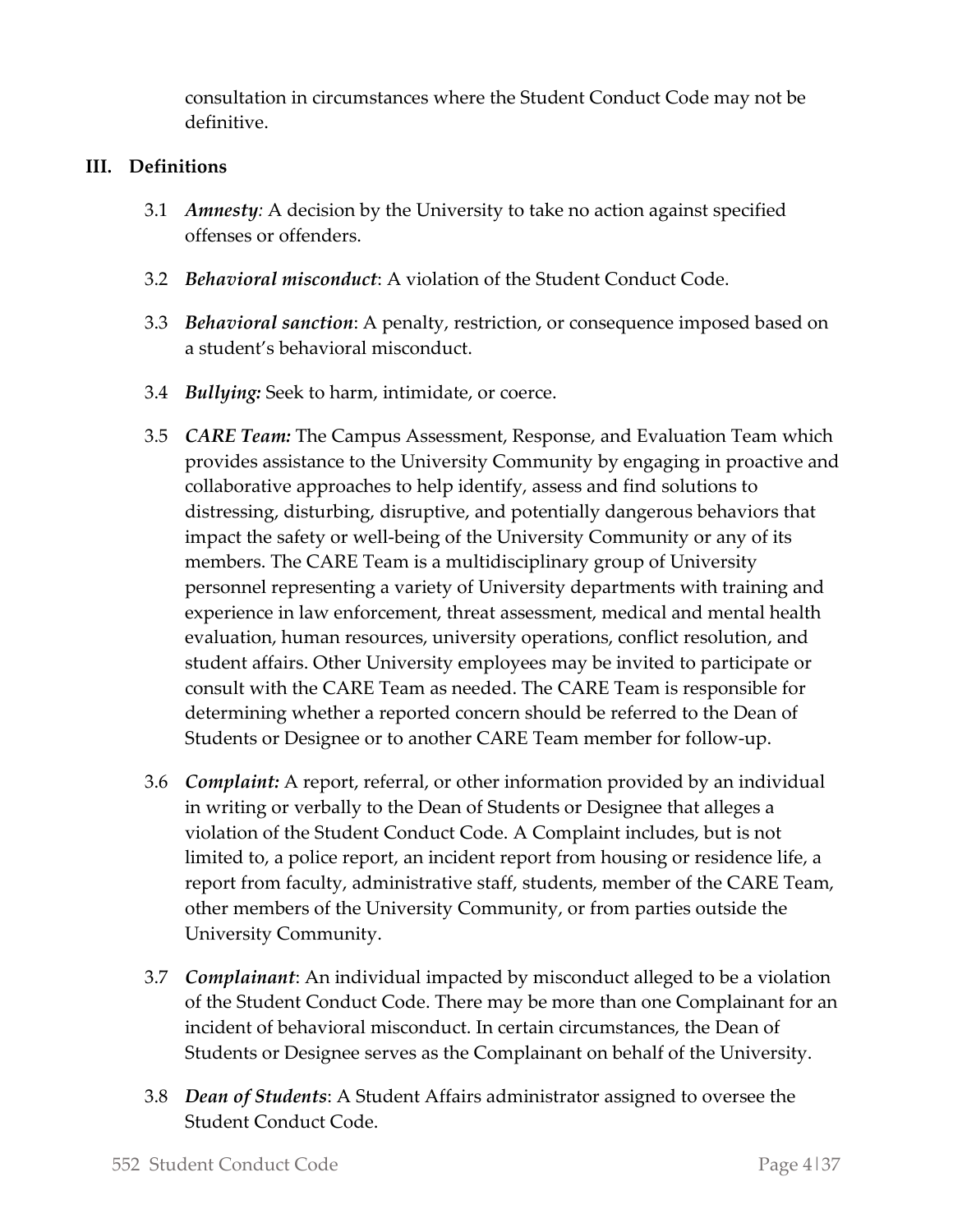consultation in circumstances where the Student Conduct Code may not be definitive.

## III. Definitions

3.1 ***Amnesty***: A decision by the University to take no action against specified offenses or offenders.

3.2 ***Behavioral misconduct***: A violation of the Student Conduct Code.

3.3 ***Behavioral sanction***: A penalty, restriction, or consequence imposed based on a student's behavioral misconduct.

3.4 ***Bullying:*** Seek to harm, intimidate, or coerce.

3.5 ***CARE Team:*** The Campus Assessment, Response, and Evaluation Team which provides assistance to the University Community by engaging in proactive and collaborative approaches to help identify, assess and find solutions to distressing, disturbing, disruptive, and potentially dangerous behaviors that impact the safety or well-being of the University Community or any of its members. The CARE Team is a multidisciplinary group of University personnel representing a variety of University departments with training and experience in law enforcement, threat assessment, medical and mental health evaluation, human resources, university operations, conflict resolution, and student affairs. Other University employees may be invited to participate or consult with the CARE Team as needed. The CARE Team is responsible for determining whether a reported concern should be referred to the Dean of Students or Designee or to another CARE Team member for follow-up.

3.6 ***Complaint:*** A report, referral, or other information provided by an individual in writing or verbally to the Dean of Students or Designee that alleges a violation of the Student Conduct Code. A Complaint includes, but is not limited to, a police report, an incident report from housing or residence life, a report from faculty, administrative staff, students, member of the CARE Team, other members of the University Community, or from parties outside the University Community.

3.7 ***Complainant***: An individual impacted by misconduct alleged to be a violation of the Student Conduct Code. There may be more than one Complainant for an incident of behavioral misconduct. In certain circumstances, the Dean of Students or Designee serves as the Complainant on behalf of the University.

3.8 ***Dean of Students***: A Student Affairs administrator assigned to oversee the Student Conduct Code.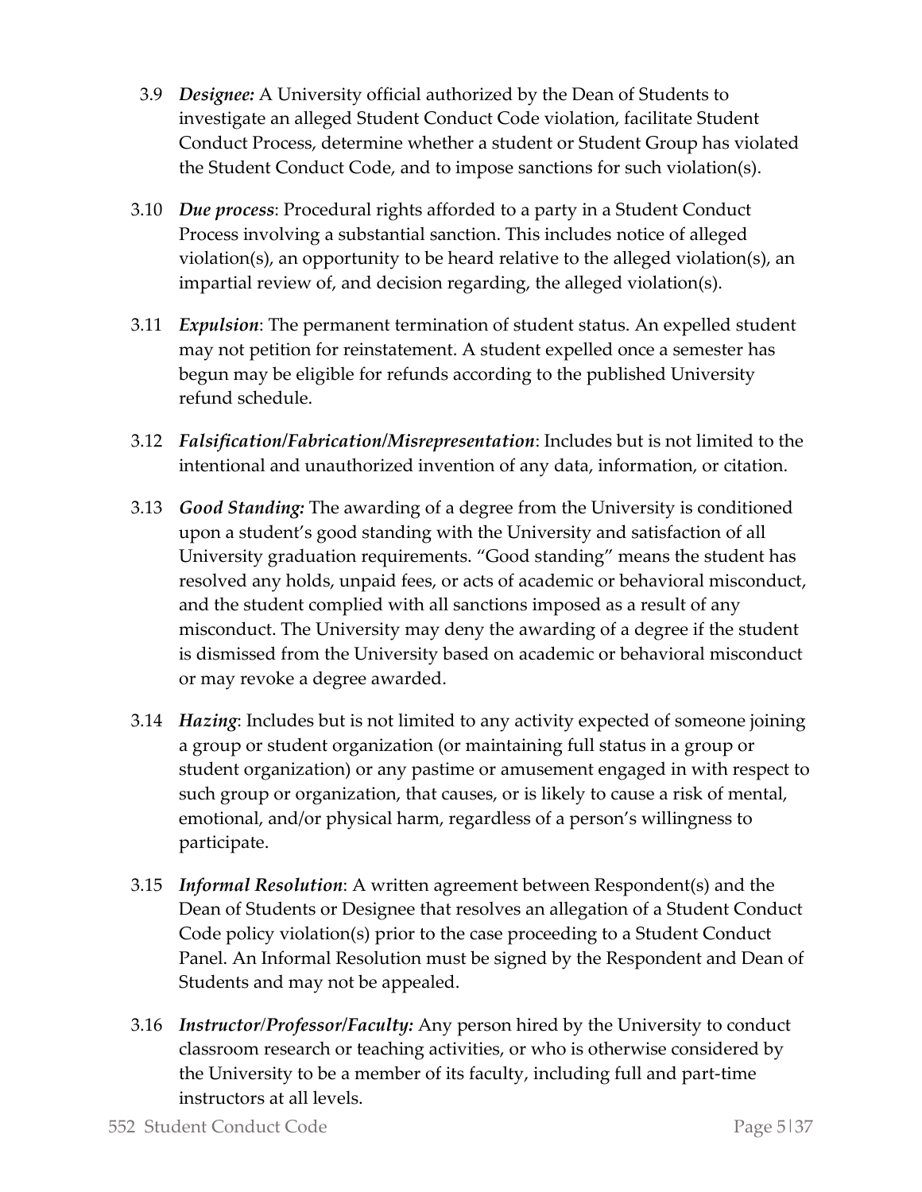3.9 ***Designee:*** A University official authorized by the Dean of Students to investigate an alleged Student Conduct Code violation, facilitate Student Conduct Process, determine whether a student or Student Group has violated the Student Conduct Code, and to impose sanctions for such violation(s).

3.10 ***Due process***: Procedural rights afforded to a party in a Student Conduct Process involving a substantial sanction. This includes notice of alleged violation(s), an opportunity to be heard relative to the alleged violation(s), an impartial review of, and decision regarding, the alleged violation(s).

3.11 ***Expulsion***: The permanent termination of student status. An expelled student may not petition for reinstatement. A student expelled once a semester has begun may be eligible for refunds according to the published University refund schedule.

3.12 ***Falsification/Fabrication/Misrepresentation***: Includes but is not limited to the intentional and unauthorized invention of any data, information, or citation.

3.13 ***Good Standing:*** The awarding of a degree from the University is conditioned upon a student's good standing with the University and satisfaction of all University graduation requirements. "Good standing" means the student has resolved any holds, unpaid fees, or acts of academic or behavioral misconduct, and the student complied with all sanctions imposed as a result of any misconduct. The University may deny the awarding of a degree if the student is dismissed from the University based on academic or behavioral misconduct or may revoke a degree awarded.

3.14 ***Hazing***: Includes but is not limited to any activity expected of someone joining a group or student organization (or maintaining full status in a group or student organization) or any pastime or amusement engaged in with respect to such group or organization, that causes, or is likely to cause a risk of mental, emotional, and/or physical harm, regardless of a person's willingness to participate.

3.15 ***Informal Resolution***: A written agreement between Respondent(s) and the Dean of Students or Designee that resolves an allegation of a Student Conduct Code policy violation(s) prior to the case proceeding to a Student Conduct Panel. An Informal Resolution must be signed by the Respondent and Dean of Students and may not be appealed.

3.16 ***Instructor/Professor/Faculty:*** Any person hired by the University to conduct classroom research or teaching activities, or who is otherwise considered by the University to be a member of its faculty, including full and part-time instructors at all levels.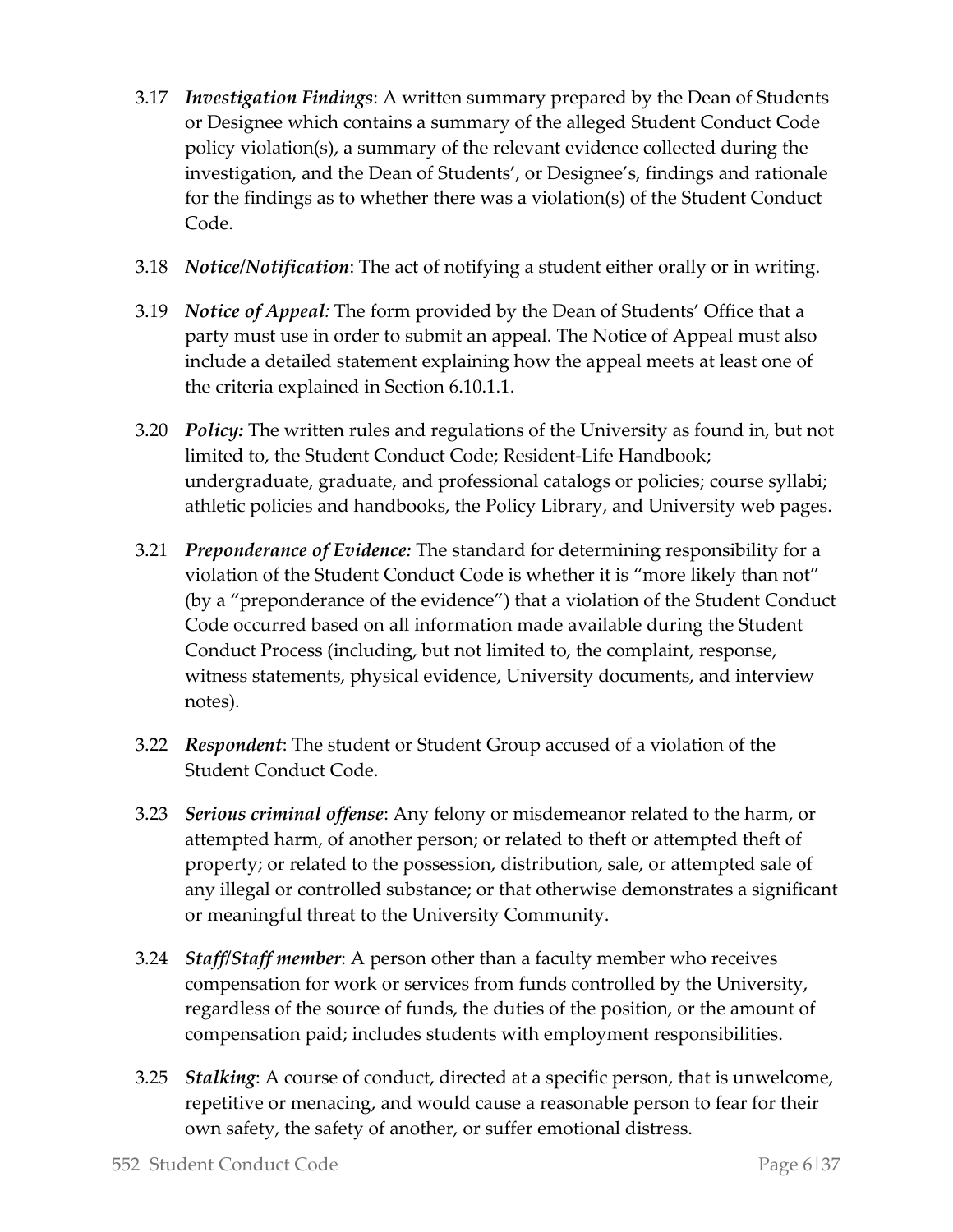3.17 ***Investigation Findings***: A written summary prepared by the Dean of Students or Designee which contains a summary of the alleged Student Conduct Code policy violation(s), a summary of the relevant evidence collected during the investigation, and the Dean of Students', or Designee's, findings and rationale for the findings as to whether there was a violation(s) of the Student Conduct Code.

3.18 ***Notice/Notification***: The act of notifying a student either orally or in writing.

3.19 ***Notice of Appeal:*** The form provided by the Dean of Students' Office that a party must use in order to submit an appeal. The Notice of Appeal must also include a detailed statement explaining how the appeal meets at least one of the criteria explained in Section 6.10.1.1.

3.20 ***Policy:*** The written rules and regulations of the University as found in, but not limited to, the Student Conduct Code; Resident-Life Handbook; undergraduate, graduate, and professional catalogs or policies; course syllabi; athletic policies and handbooks, the Policy Library, and University web pages.

3.21 ***Preponderance of Evidence:*** The standard for determining responsibility for a violation of the Student Conduct Code is whether it is "more likely than not" (by a "preponderance of the evidence") that a violation of the Student Conduct Code occurred based on all information made available during the Student Conduct Process (including, but not limited to, the complaint, response, witness statements, physical evidence, University documents, and interview notes).

3.22 ***Respondent***: The student or Student Group accused of a violation of the Student Conduct Code.

3.23 ***Serious criminal offense***: Any felony or misdemeanor related to the harm, or attempted harm, of another person; or related to theft or attempted theft of property; or related to the possession, distribution, sale, or attempted sale of any illegal or controlled substance; or that otherwise demonstrates a significant or meaningful threat to the University Community.

3.24 ***Staff/Staff member***: A person other than a faculty member who receives compensation for work or services from funds controlled by the University, regardless of the source of funds, the duties of the position, or the amount of compensation paid; includes students with employment responsibilities.

3.25 ***Stalking***: A course of conduct, directed at a specific person, that is unwelcome, repetitive or menacing, and would cause a reasonable person to fear for their own safety, the safety of another, or suffer emotional distress.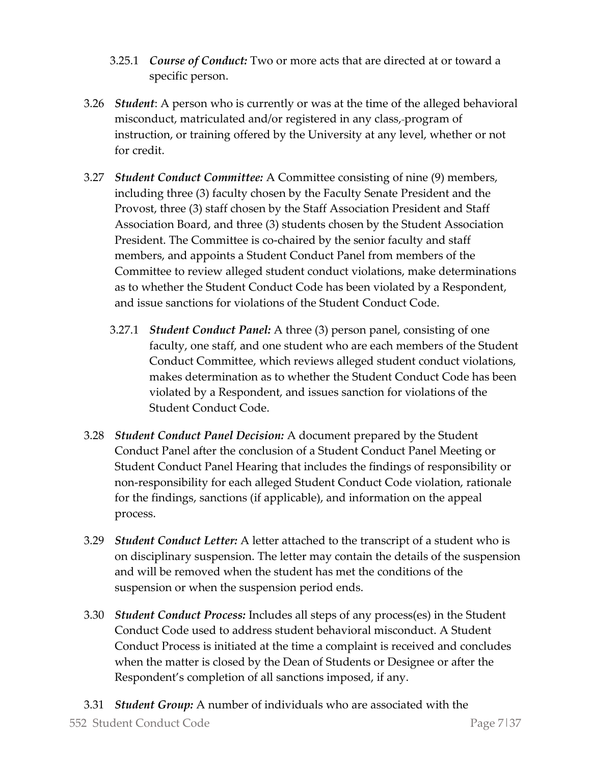3.25.1 ***Course of Conduct:*** Two or more acts that are directed at or toward a specific person.

3.26 ***Student***: A person who is currently or was at the time of the alleged behavioral misconduct, matriculated and/or registered in any class, program of instruction, or training offered by the University at any level, whether or not for credit.

3.27 ***Student Conduct Committee:*** A Committee consisting of nine (9) members, including three (3) faculty chosen by the Faculty Senate President and the Provost, three (3) staff chosen by the Staff Association President and Staff Association Board, and three (3) students chosen by the Student Association President. The Committee is co-chaired by the senior faculty and staff members, and appoints a Student Conduct Panel from members of the Committee to review alleged student conduct violations, make determinations as to whether the Student Conduct Code has been violated by a Respondent, and issue sanctions for violations of the Student Conduct Code.

3.27.1 ***Student Conduct Panel:*** A three (3) person panel, consisting of one faculty, one staff, and one student who are each members of the Student Conduct Committee, which reviews alleged student conduct violations, makes determination as to whether the Student Conduct Code has been violated by a Respondent, and issues sanction for violations of the Student Conduct Code.

3.28 ***Student Conduct Panel Decision:*** A document prepared by the Student Conduct Panel after the conclusion of a Student Conduct Panel Meeting or Student Conduct Panel Hearing that includes the findings of responsibility or non-responsibility for each alleged Student Conduct Code violation, rationale for the findings, sanctions (if applicable), and information on the appeal process.

3.29 ***Student Conduct Letter:*** A letter attached to the transcript of a student who is on disciplinary suspension. The letter may contain the details of the suspension and will be removed when the student has met the conditions of the suspension or when the suspension period ends.

3.30 ***Student Conduct Process:*** Includes all steps of any process(es) in the Student Conduct Code used to address student behavioral misconduct. A Student Conduct Process is initiated at the time a complaint is received and concludes when the matter is closed by the Dean of Students or Designee or after the Respondent's completion of all sanctions imposed, if any.

3.31 ***Student Group:*** A number of individuals who are associated with the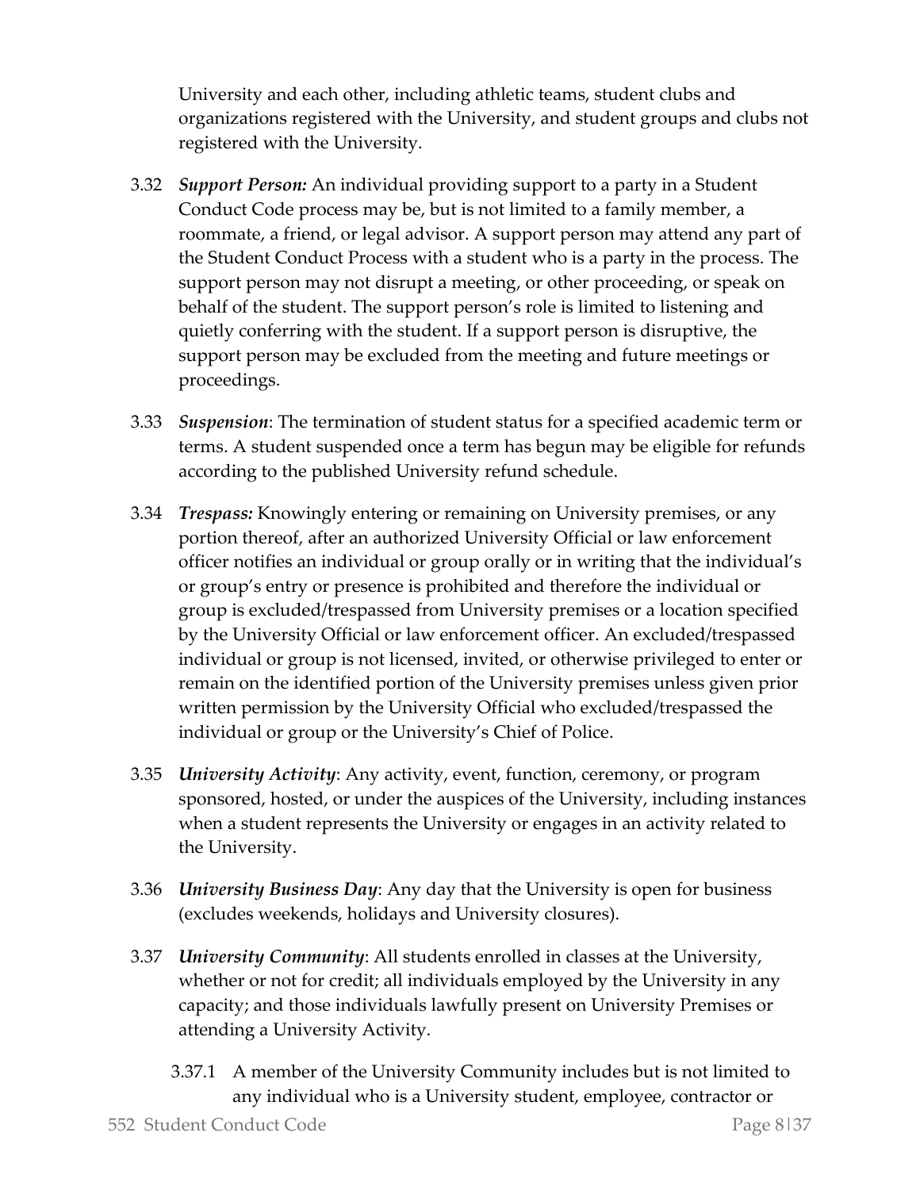University and each other, including athletic teams, student clubs and organizations registered with the University, and student groups and clubs not registered with the University.

3.32 ***Support Person:*** An individual providing support to a party in a Student Conduct Code process may be, but is not limited to a family member, a roommate, a friend, or legal advisor. A support person may attend any part of the Student Conduct Process with a student who is a party in the process. The support person may not disrupt a meeting, or other proceeding, or speak on behalf of the student. The support person's role is limited to listening and quietly conferring with the student. If a support person is disruptive, the support person may be excluded from the meeting and future meetings or proceedings.

3.33 ***Suspension***: The termination of student status for a specified academic term or terms. A student suspended once a term has begun may be eligible for refunds according to the published University refund schedule.

3.34 ***Trespass:*** Knowingly entering or remaining on University premises, or any portion thereof, after an authorized University Official or law enforcement officer notifies an individual or group orally or in writing that the individual's or group's entry or presence is prohibited and therefore the individual or group is excluded/trespassed from University premises or a location specified by the University Official or law enforcement officer. An excluded/trespassed individual or group is not licensed, invited, or otherwise privileged to enter or remain on the identified portion of the University premises unless given prior written permission by the University Official who excluded/trespassed the individual or group or the University's Chief of Police.

3.35 ***University Activity***: Any activity, event, function, ceremony, or program sponsored, hosted, or under the auspices of the University, including instances when a student represents the University or engages in an activity related to the University.

3.36 ***University Business Day***: Any day that the University is open for business (excludes weekends, holidays and University closures).

3.37 ***University Community***: All students enrolled in classes at the University, whether or not for credit; all individuals employed by the University in any capacity; and those individuals lawfully present on University Premises or attending a University Activity.

3.37.1 A member of the University Community includes but is not limited to any individual who is a University student, employee, contractor or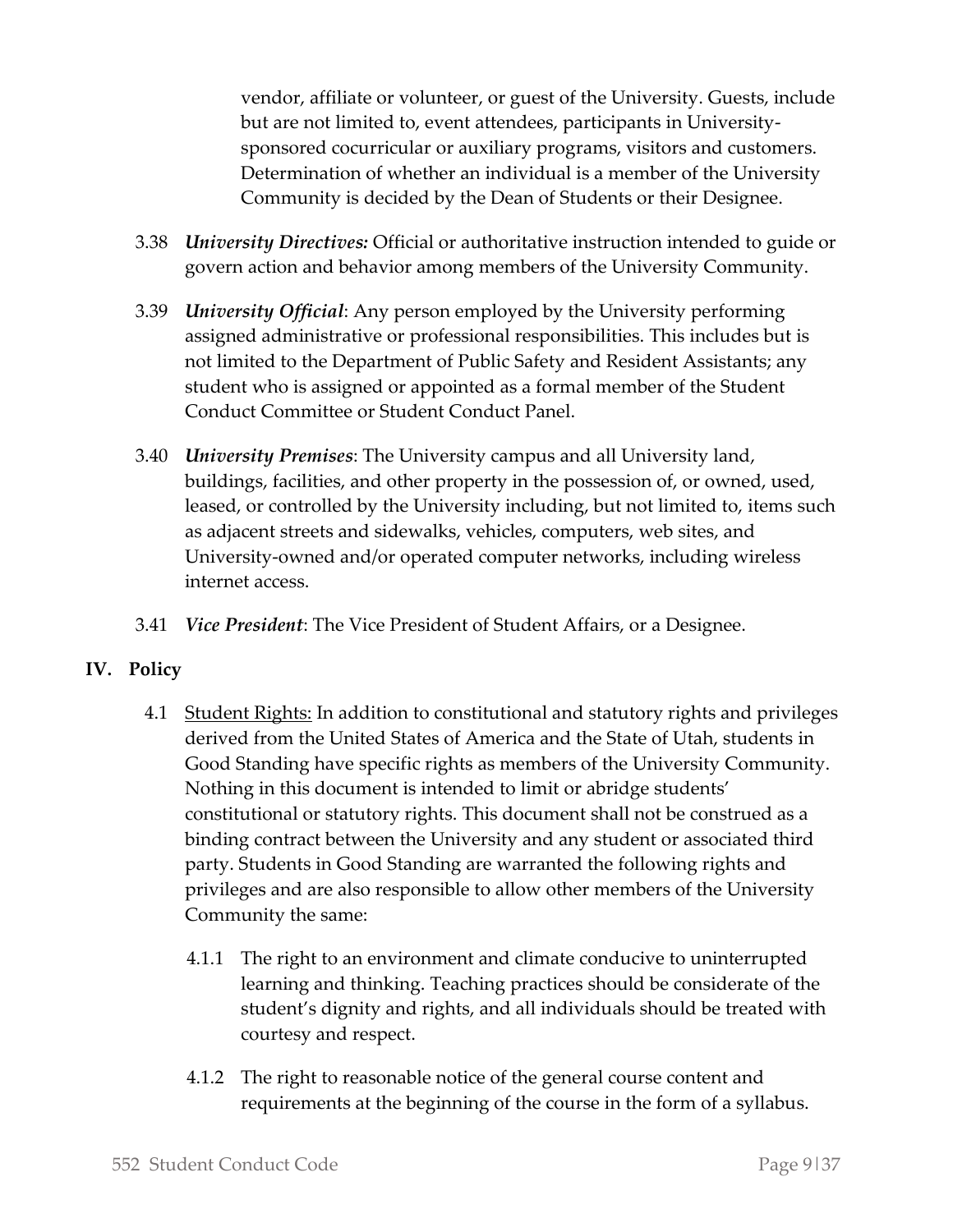vendor, affiliate or volunteer, or guest of the University. Guests, include but are not limited to, event attendees, participants in University-sponsored cocurricular or auxiliary programs, visitors and customers. Determination of whether an individual is a member of the University Community is decided by the Dean of Students or their Designee.

3.38 ***University Directives:*** Official or authoritative instruction intended to guide or govern action and behavior among members of the University Community.

3.39 ***University Official***: Any person employed by the University performing assigned administrative or professional responsibilities. This includes but is not limited to the Department of Public Safety and Resident Assistants; any student who is assigned or appointed as a formal member of the Student Conduct Committee or Student Conduct Panel.

3.40 ***University Premises***: The University campus and all University land, buildings, facilities, and other property in the possession of, or owned, used, leased, or controlled by the University including, but not limited to, items such as adjacent streets and sidewalks, vehicles, computers, web sites, and University-owned and/or operated computer networks, including wireless internet access.

3.41 ***Vice President***: The Vice President of Student Affairs, or a Designee.

## IV. Policy

4.1 <u>Student Rights:</u> In addition to constitutional and statutory rights and privileges derived from the United States of America and the State of Utah, students in Good Standing have specific rights as members of the University Community. Nothing in this document is intended to limit or abridge students' constitutional or statutory rights. This document shall not be construed as a binding contract between the University and any student or associated third party. Students in Good Standing are warranted the following rights and privileges and are also responsible to allow other members of the University Community the same:

4.1.1 The right to an environment and climate conducive to uninterrupted learning and thinking. Teaching practices should be considerate of the student's dignity and rights, and all individuals should be treated with courtesy and respect.

4.1.2 The right to reasonable notice of the general course content and requirements at the beginning of the course in the form of a syllabus.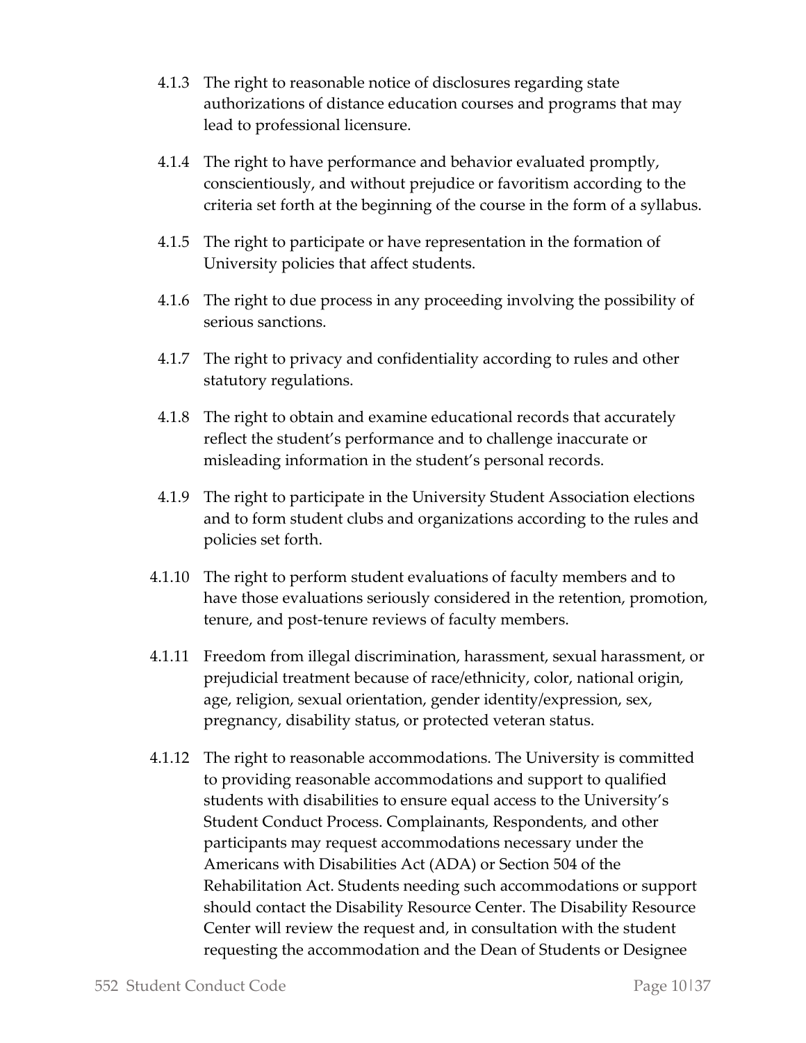4.1.3 The right to reasonable notice of disclosures regarding state authorizations of distance education courses and programs that may lead to professional licensure.

4.1.4 The right to have performance and behavior evaluated promptly, conscientiously, and without prejudice or favoritism according to the criteria set forth at the beginning of the course in the form of a syllabus.

4.1.5 The right to participate or have representation in the formation of University policies that affect students.

4.1.6 The right to due process in any proceeding involving the possibility of serious sanctions.

4.1.7 The right to privacy and confidentiality according to rules and other statutory regulations.

4.1.8 The right to obtain and examine educational records that accurately reflect the student's performance and to challenge inaccurate or misleading information in the student's personal records.

4.1.9 The right to participate in the University Student Association elections and to form student clubs and organizations according to the rules and policies set forth.

4.1.10 The right to perform student evaluations of faculty members and to have those evaluations seriously considered in the retention, promotion, tenure, and post-tenure reviews of faculty members.

4.1.11 Freedom from illegal discrimination, harassment, sexual harassment, or prejudicial treatment because of race/ethnicity, color, national origin, age, religion, sexual orientation, gender identity/expression, sex, pregnancy, disability status, or protected veteran status.

4.1.12 The right to reasonable accommodations. The University is committed to providing reasonable accommodations and support to qualified students with disabilities to ensure equal access to the University's Student Conduct Process. Complainants, Respondents, and other participants may request accommodations necessary under the Americans with Disabilities Act (ADA) or Section 504 of the Rehabilitation Act. Students needing such accommodations or support should contact the Disability Resource Center. The Disability Resource Center will review the request and, in consultation with the student requesting the accommodation and the Dean of Students or Designee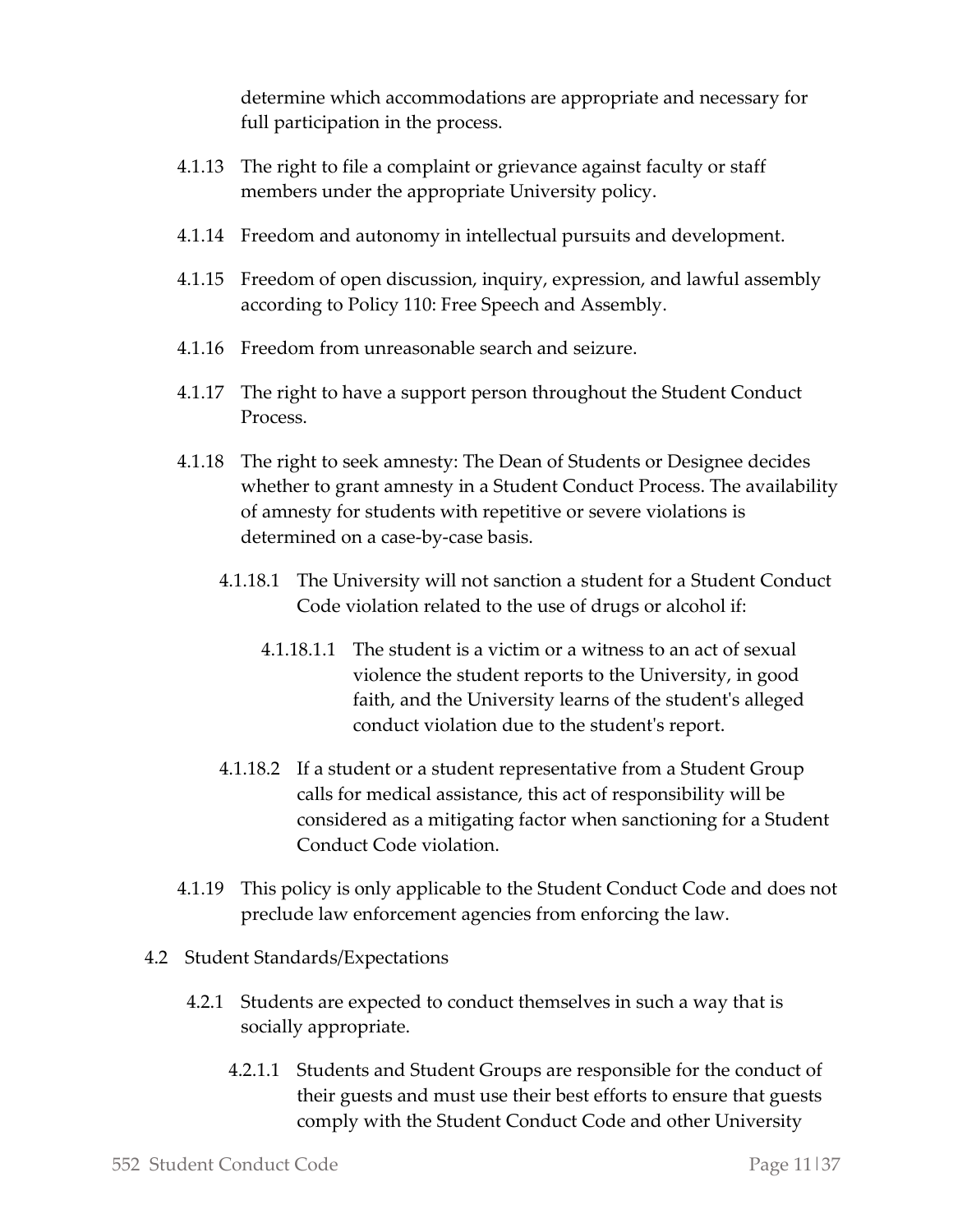determine which accommodations are appropriate and necessary for full participation in the process.

4.1.13 The right to file a complaint or grievance against faculty or staff members under the appropriate University policy.

4.1.14 Freedom and autonomy in intellectual pursuits and development.

4.1.15 Freedom of open discussion, inquiry, expression, and lawful assembly according to Policy 110: Free Speech and Assembly.

4.1.16 Freedom from unreasonable search and seizure.

4.1.17 The right to have a support person throughout the Student Conduct Process.

4.1.18 The right to seek amnesty: The Dean of Students or Designee decides whether to grant amnesty in a Student Conduct Process. The availability of amnesty for students with repetitive or severe violations is determined on a case-by-case basis.

4.1.18.1 The University will not sanction a student for a Student Conduct Code violation related to the use of drugs or alcohol if:

4.1.18.1.1 The student is a victim or a witness to an act of sexual violence the student reports to the University, in good faith, and the University learns of the student's alleged conduct violation due to the student's report.

4.1.18.2 If a student or a student representative from a Student Group calls for medical assistance, this act of responsibility will be considered as a mitigating factor when sanctioning for a Student Conduct Code violation.

4.1.19 This policy is only applicable to the Student Conduct Code and does not preclude law enforcement agencies from enforcing the law.

4.2 Student Standards/Expectations

4.2.1 Students are expected to conduct themselves in such a way that is socially appropriate.

4.2.1.1 Students and Student Groups are responsible for the conduct of their guests and must use their best efforts to ensure that guests comply with the Student Conduct Code and other University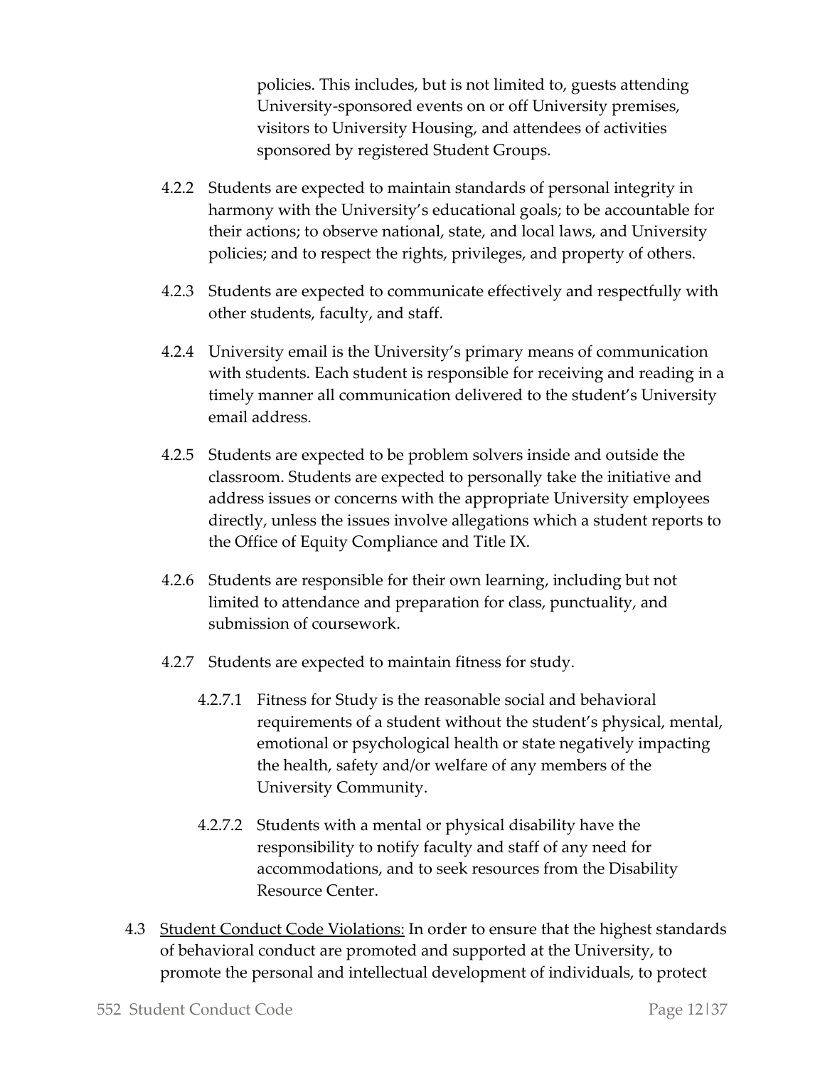policies. This includes, but is not limited to, guests attending University-sponsored events on or off University premises, visitors to University Housing, and attendees of activities sponsored by registered Student Groups.

4.2.2 Students are expected to maintain standards of personal integrity in harmony with the University's educational goals; to be accountable for their actions; to observe national, state, and local laws, and University policies; and to respect the rights, privileges, and property of others.

4.2.3 Students are expected to communicate effectively and respectfully with other students, faculty, and staff.

4.2.4 University email is the University's primary means of communication with students. Each student is responsible for receiving and reading in a timely manner all communication delivered to the student's University email address.

4.2.5 Students are expected to be problem solvers inside and outside the classroom. Students are expected to personally take the initiative and address issues or concerns with the appropriate University employees directly, unless the issues involve allegations which a student reports to the Office of Equity Compliance and Title IX.

4.2.6 Students are responsible for their own learning, including but not limited to attendance and preparation for class, punctuality, and submission of coursework.

4.2.7 Students are expected to maintain fitness for study.

4.2.7.1 Fitness for Study is the reasonable social and behavioral requirements of a student without the student's physical, mental, emotional or psychological health or state negatively impacting the health, safety and/or welfare of any members of the University Community.

4.2.7.2 Students with a mental or physical disability have the responsibility to notify faculty and staff of any need for accommodations, and to seek resources from the Disability Resource Center.

4.3 <u>Student Conduct Code Violations:</u> In order to ensure that the highest standards of behavioral conduct are promoted and supported at the University, to promote the personal and intellectual development of individuals, to protect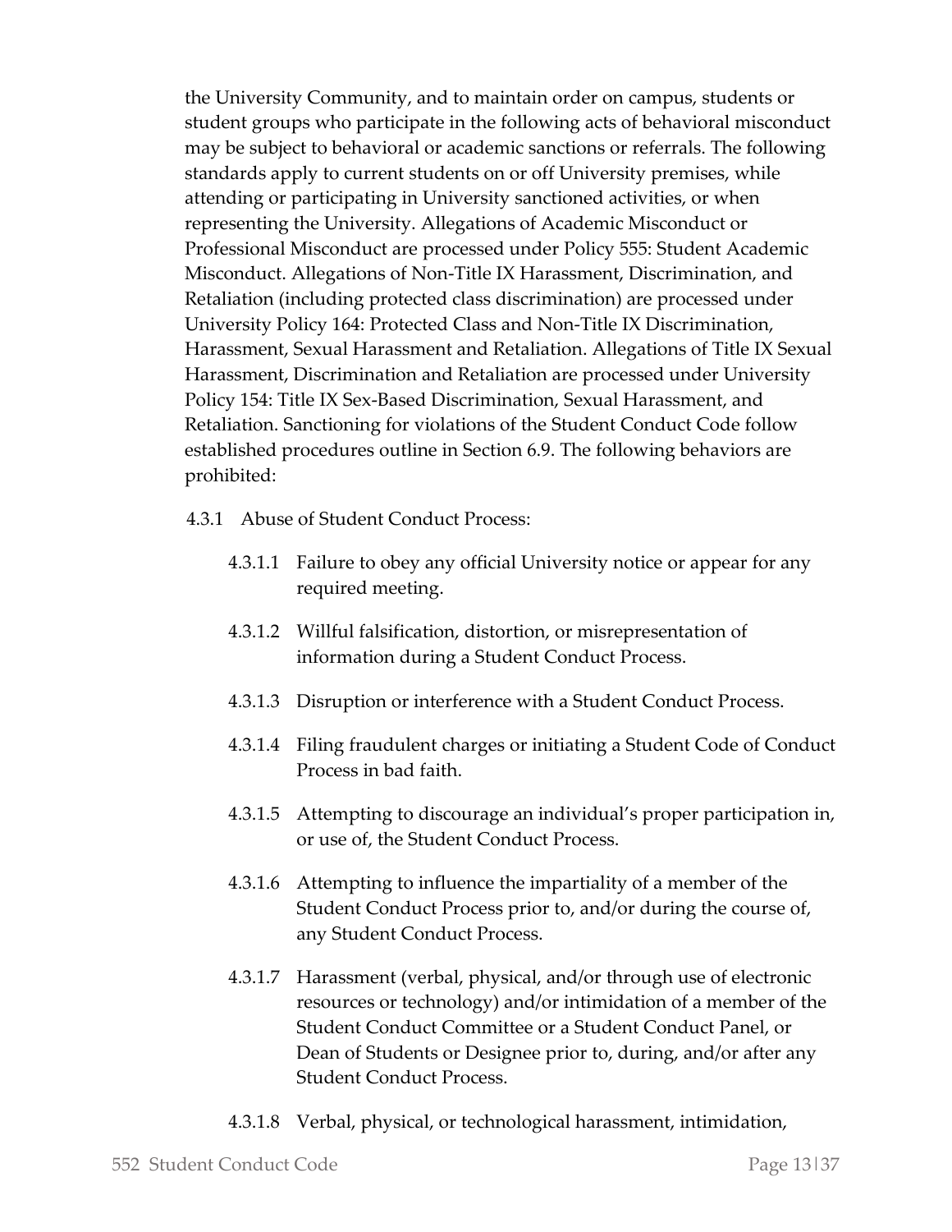the University Community, and to maintain order on campus, students or student groups who participate in the following acts of behavioral misconduct may be subject to behavioral or academic sanctions or referrals. The following standards apply to current students on or off University premises, while attending or participating in University sanctioned activities, or when representing the University. Allegations of Academic Misconduct or Professional Misconduct are processed under Policy 555: Student Academic Misconduct. Allegations of Non-Title IX Harassment, Discrimination, and Retaliation (including protected class discrimination) are processed under University Policy 164: Protected Class and Non-Title IX Discrimination, Harassment, Sexual Harassment and Retaliation. Allegations of Title IX Sexual Harassment, Discrimination and Retaliation are processed under University Policy 154: Title IX Sex-Based Discrimination, Sexual Harassment, and Retaliation. Sanctioning for violations of the Student Conduct Code follow established procedures outline in Section 6.9. The following behaviors are prohibited:

4.3.1 Abuse of Student Conduct Process:

4.3.1.1 Failure to obey any official University notice or appear for any required meeting.

4.3.1.2 Willful falsification, distortion, or misrepresentation of information during a Student Conduct Process.

4.3.1.3 Disruption or interference with a Student Conduct Process.

4.3.1.4 Filing fraudulent charges or initiating a Student Code of Conduct Process in bad faith.

4.3.1.5 Attempting to discourage an individual's proper participation in, or use of, the Student Conduct Process.

4.3.1.6 Attempting to influence the impartiality of a member of the Student Conduct Process prior to, and/or during the course of, any Student Conduct Process.

4.3.1.7 Harassment (verbal, physical, and/or through use of electronic resources or technology) and/or intimidation of a member of the Student Conduct Committee or a Student Conduct Panel, or Dean of Students or Designee prior to, during, and/or after any Student Conduct Process.

4.3.1.8 Verbal, physical, or technological harassment, intimidation,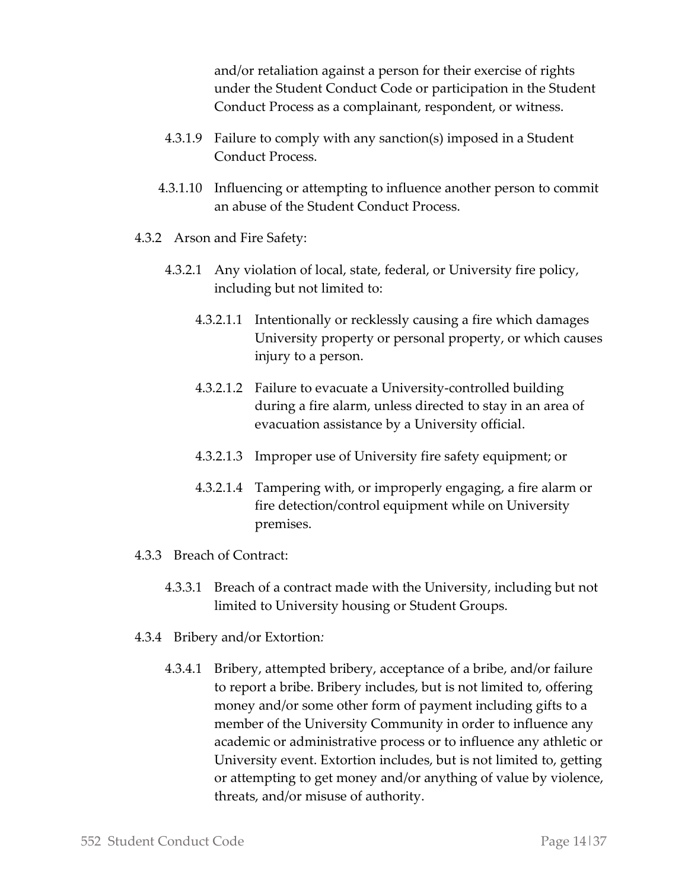and/or retaliation against a person for their exercise of rights under the Student Conduct Code or participation in the Student Conduct Process as a complainant, respondent, or witness.

4.3.1.9 Failure to comply with any sanction(s) imposed in a Student Conduct Process.

4.3.1.10 Influencing or attempting to influence another person to commit an abuse of the Student Conduct Process.

4.3.2 Arson and Fire Safety:

4.3.2.1 Any violation of local, state, federal, or University fire policy, including but not limited to:

4.3.2.1.1 Intentionally or recklessly causing a fire which damages University property or personal property, or which causes injury to a person.

4.3.2.1.2 Failure to evacuate a University-controlled building during a fire alarm, unless directed to stay in an area of evacuation assistance by a University official.

4.3.2.1.3 Improper use of University fire safety equipment; or

4.3.2.1.4 Tampering with, or improperly engaging, a fire alarm or fire detection/control equipment while on University premises.

4.3.3 Breach of Contract:

4.3.3.1 Breach of a contract made with the University, including but not limited to University housing or Student Groups.

4.3.4 Bribery and/or Extortion*:*

4.3.4.1 Bribery, attempted bribery, acceptance of a bribe, and/or failure to report a bribe. Bribery includes, but is not limited to, offering money and/or some other form of payment including gifts to a member of the University Community in order to influence any academic or administrative process or to influence any athletic or University event. Extortion includes, but is not limited to, getting or attempting to get money and/or anything of value by violence, threats, and/or misuse of authority.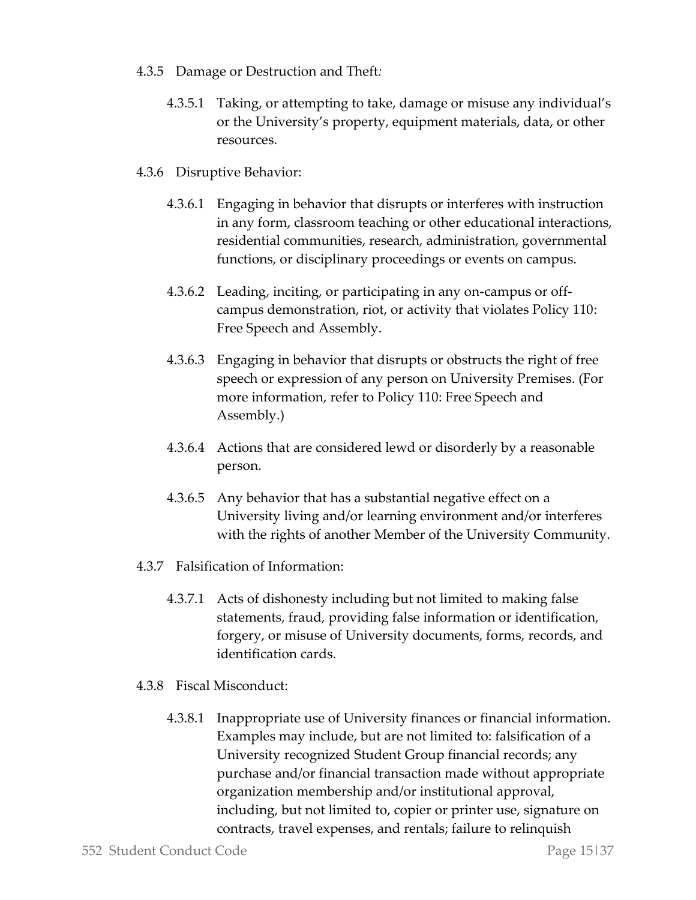4.3.5 Damage or Destruction and Theft:

4.3.5.1 Taking, or attempting to take, damage or misuse any individual's or the University's property, equipment materials, data, or other resources.

4.3.6 Disruptive Behavior:

4.3.6.1 Engaging in behavior that disrupts or interferes with instruction in any form, classroom teaching or other educational interactions, residential communities, research, administration, governmental functions, or disciplinary proceedings or events on campus.

4.3.6.2 Leading, inciting, or participating in any on-campus or off-campus demonstration, riot, or activity that violates Policy 110: Free Speech and Assembly.

4.3.6.3 Engaging in behavior that disrupts or obstructs the right of free speech or expression of any person on University Premises. (For more information, refer to Policy 110: Free Speech and Assembly.)

4.3.6.4 Actions that are considered lewd or disorderly by a reasonable person.

4.3.6.5 Any behavior that has a substantial negative effect on a University living and/or learning environment and/or interferes with the rights of another Member of the University Community.

4.3.7 Falsification of Information:

4.3.7.1 Acts of dishonesty including but not limited to making false statements, fraud, providing false information or identification, forgery, or misuse of University documents, forms, records, and identification cards.

4.3.8 Fiscal Misconduct:

4.3.8.1 Inappropriate use of University finances or financial information. Examples may include, but are not limited to: falsification of a University recognized Student Group financial records; any purchase and/or financial transaction made without appropriate organization membership and/or institutional approval, including, but not limited to, copier or printer use, signature on contracts, travel expenses, and rentals; failure to relinquish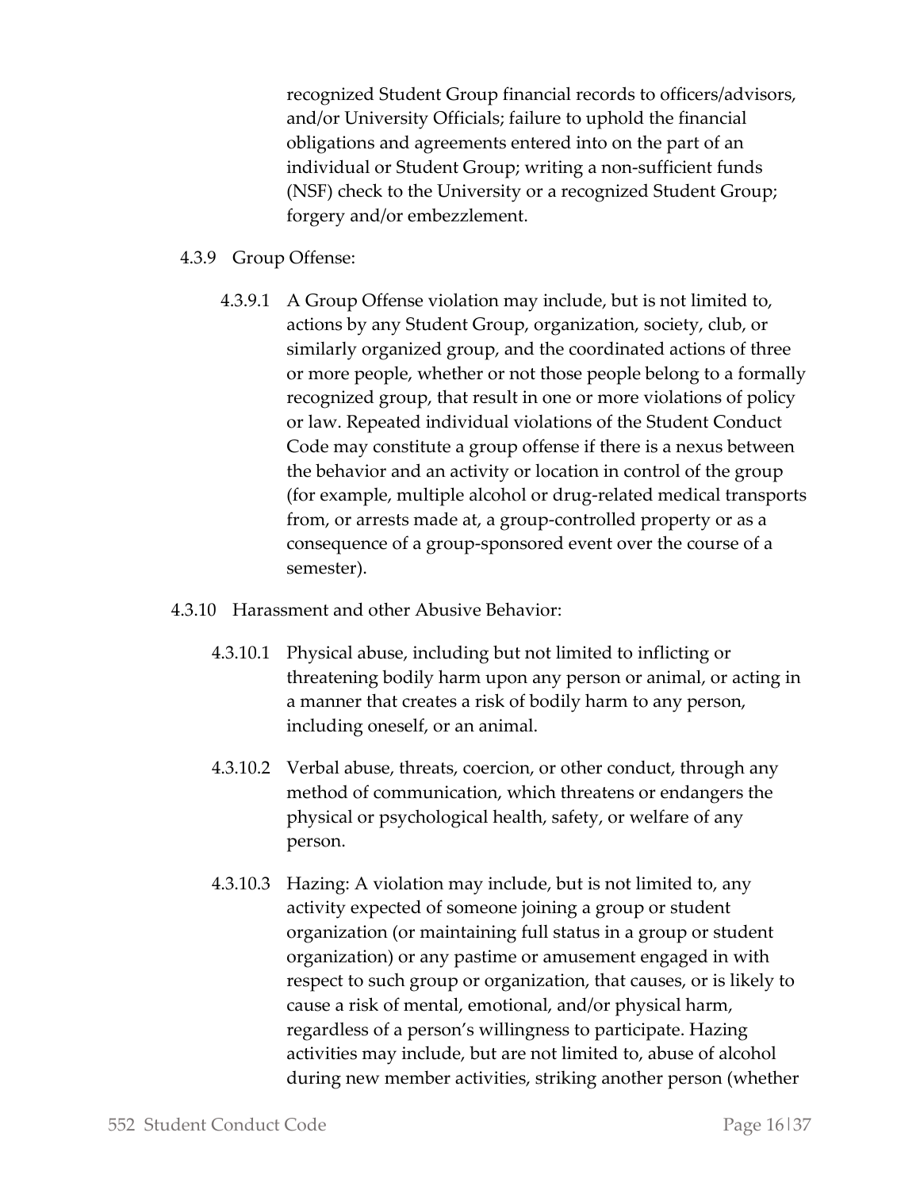recognized Student Group financial records to officers/advisors, and/or University Officials; failure to uphold the financial obligations and agreements entered into on the part of an individual or Student Group; writing a non-sufficient funds (NSF) check to the University or a recognized Student Group; forgery and/or embezzlement.

4.3.9 Group Offense:

4.3.9.1 A Group Offense violation may include, but is not limited to, actions by any Student Group, organization, society, club, or similarly organized group, and the coordinated actions of three or more people, whether or not those people belong to a formally recognized group, that result in one or more violations of policy or law. Repeated individual violations of the Student Conduct Code may constitute a group offense if there is a nexus between the behavior and an activity or location in control of the group (for example, multiple alcohol or drug-related medical transports from, or arrests made at, a group-controlled property or as a consequence of a group-sponsored event over the course of a semester).

4.3.10 Harassment and other Abusive Behavior:

4.3.10.1 Physical abuse, including but not limited to inflicting or threatening bodily harm upon any person or animal, or acting in a manner that creates a risk of bodily harm to any person, including oneself, or an animal.

4.3.10.2 Verbal abuse, threats, coercion, or other conduct, through any method of communication, which threatens or endangers the physical or psychological health, safety, or welfare of any person.

4.3.10.3 Hazing: A violation may include, but is not limited to, any activity expected of someone joining a group or student organization (or maintaining full status in a group or student organization) or any pastime or amusement engaged in with respect to such group or organization, that causes, or is likely to cause a risk of mental, emotional, and/or physical harm, regardless of a person's willingness to participate. Hazing activities may include, but are not limited to, abuse of alcohol during new member activities, striking another person (whether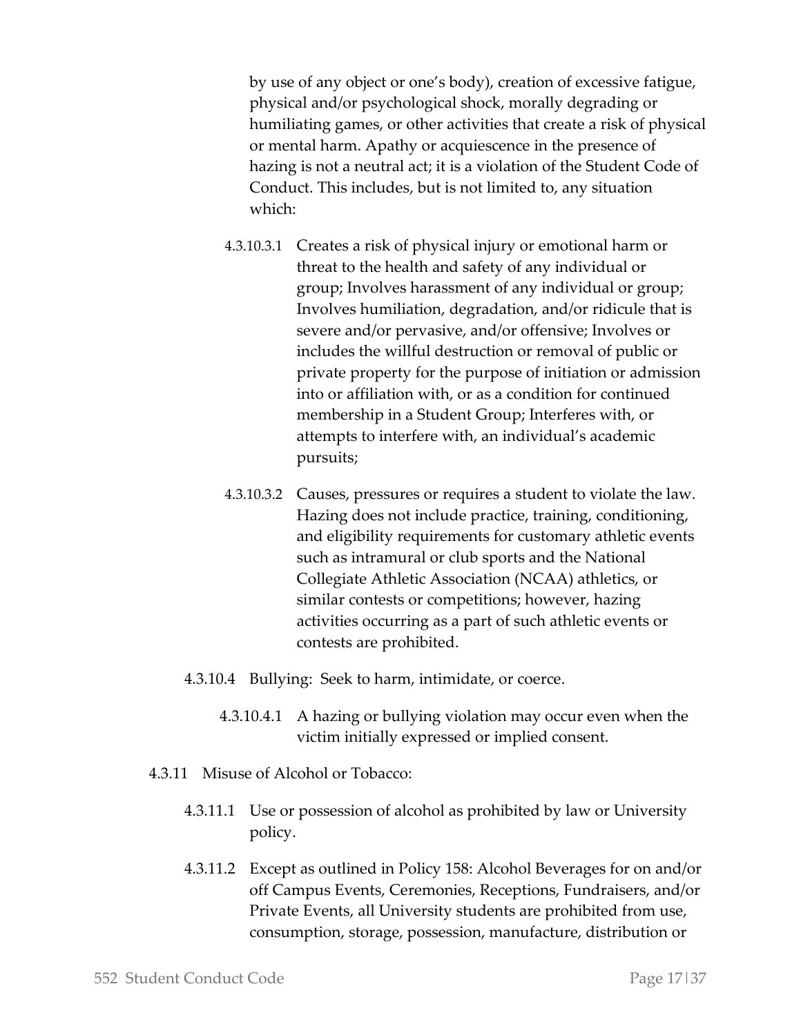by use of any object or one's body), creation of excessive fatigue, physical and/or psychological shock, morally degrading or humiliating games, or other activities that create a risk of physical or mental harm. Apathy or acquiescence in the presence of hazing is not a neutral act; it is a violation of the Student Code of Conduct. This includes, but is not limited to, any situation which:

4.3.10.3.1 Creates a risk of physical injury or emotional harm or threat to the health and safety of any individual or group; Involves harassment of any individual or group; Involves humiliation, degradation, and/or ridicule that is severe and/or pervasive, and/or offensive; Involves or includes the willful destruction or removal of public or private property for the purpose of initiation or admission into or affiliation with, or as a condition for continued membership in a Student Group; Interferes with, or attempts to interfere with, an individual's academic pursuits;

4.3.10.3.2 Causes, pressures or requires a student to violate the law. Hazing does not include practice, training, conditioning, and eligibility requirements for customary athletic events such as intramural or club sports and the National Collegiate Athletic Association (NCAA) athletics, or similar contests or competitions; however, hazing activities occurring as a part of such athletic events or contests are prohibited.

4.3.10.4 Bullying: Seek to harm, intimidate, or coerce.

4.3.10.4.1 A hazing or bullying violation may occur even when the victim initially expressed or implied consent.

4.3.11 Misuse of Alcohol or Tobacco:

4.3.11.1 Use or possession of alcohol as prohibited by law or University policy.

4.3.11.2 Except as outlined in Policy 158: Alcohol Beverages for on and/or off Campus Events, Ceremonies, Receptions, Fundraisers, and/or Private Events, all University students are prohibited from use, consumption, storage, possession, manufacture, distribution or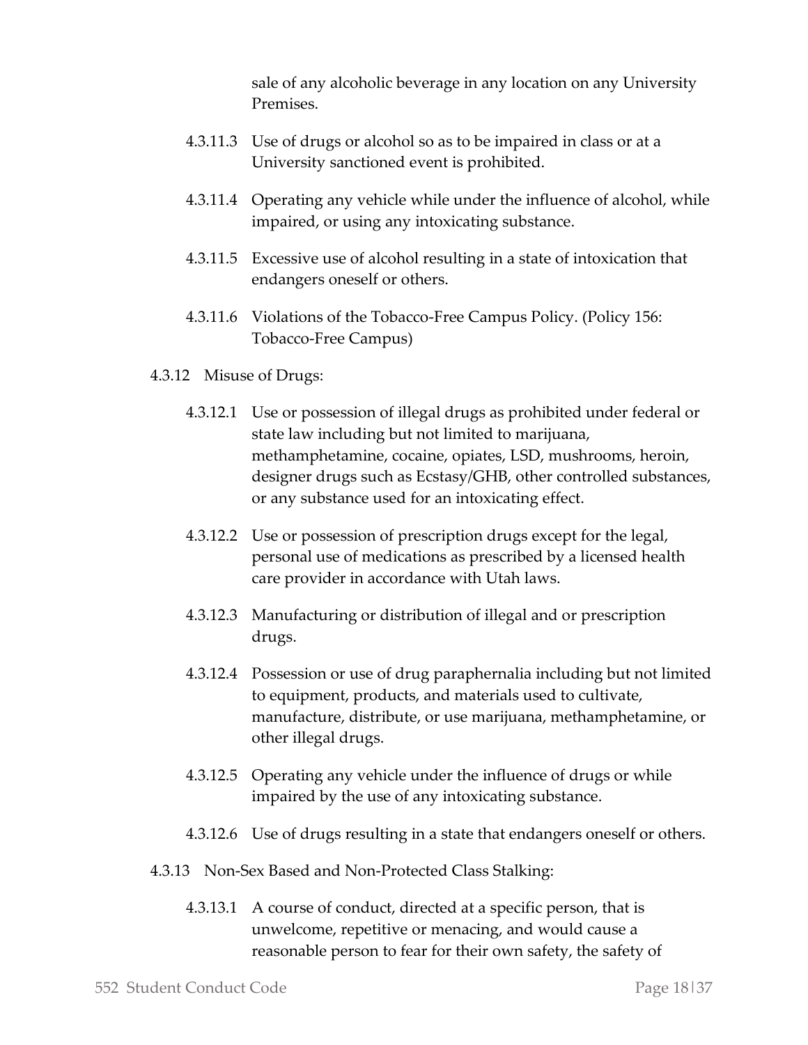sale of any alcoholic beverage in any location on any University Premises.

4.3.11.3 Use of drugs or alcohol so as to be impaired in class or at a University sanctioned event is prohibited.

4.3.11.4 Operating any vehicle while under the influence of alcohol, while impaired, or using any intoxicating substance.

4.3.11.5 Excessive use of alcohol resulting in a state of intoxication that endangers oneself or others.

4.3.11.6 Violations of the Tobacco-Free Campus Policy. (Policy 156: Tobacco-Free Campus)

4.3.12 Misuse of Drugs:

4.3.12.1 Use or possession of illegal drugs as prohibited under federal or state law including but not limited to marijuana, methamphetamine, cocaine, opiates, LSD, mushrooms, heroin, designer drugs such as Ecstasy/GHB, other controlled substances, or any substance used for an intoxicating effect.

4.3.12.2 Use or possession of prescription drugs except for the legal, personal use of medications as prescribed by a licensed health care provider in accordance with Utah laws.

4.3.12.3 Manufacturing or distribution of illegal and or prescription drugs.

4.3.12.4 Possession or use of drug paraphernalia including but not limited to equipment, products, and materials used to cultivate, manufacture, distribute, or use marijuana, methamphetamine, or other illegal drugs.

4.3.12.5 Operating any vehicle under the influence of drugs or while impaired by the use of any intoxicating substance.

4.3.12.6 Use of drugs resulting in a state that endangers oneself or others.

4.3.13 Non-Sex Based and Non-Protected Class Stalking:

4.3.13.1 A course of conduct, directed at a specific person, that is unwelcome, repetitive or menacing, and would cause a reasonable person to fear for their own safety, the safety of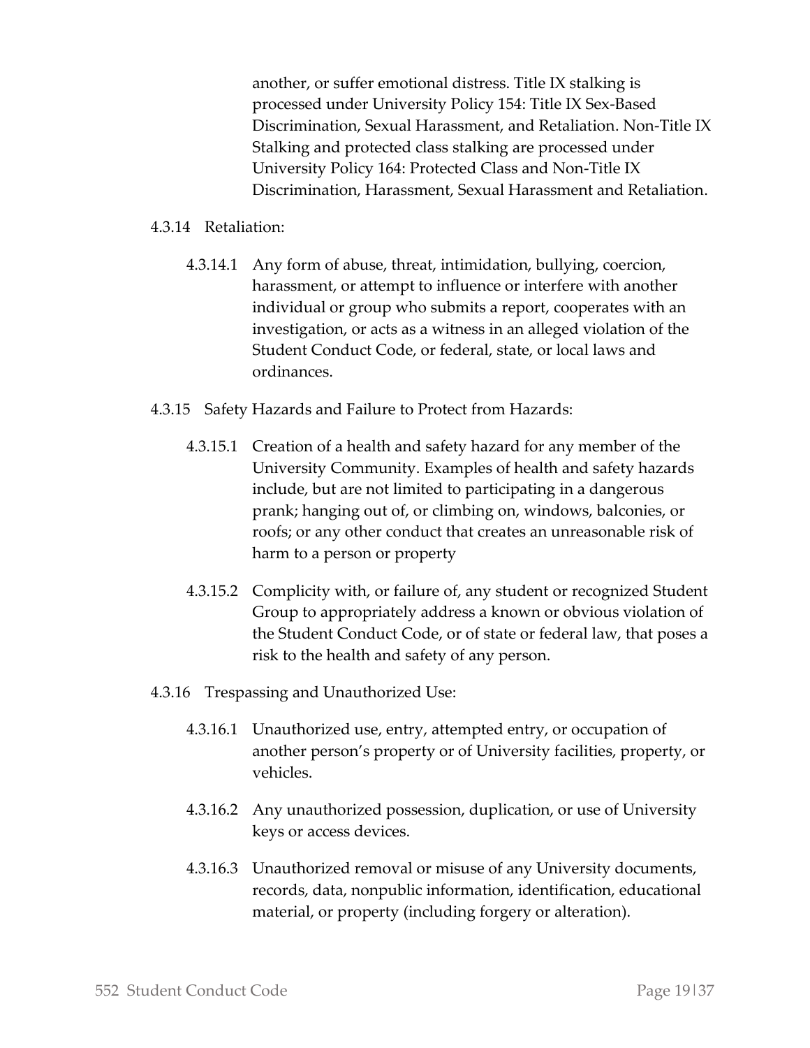another, or suffer emotional distress. Title IX stalking is processed under University Policy 154: Title IX Sex-Based Discrimination, Sexual Harassment, and Retaliation. Non-Title IX Stalking and protected class stalking are processed under University Policy 164: Protected Class and Non-Title IX Discrimination, Harassment, Sexual Harassment and Retaliation.

4.3.14 Retaliation:

4.3.14.1 Any form of abuse, threat, intimidation, bullying, coercion, harassment, or attempt to influence or interfere with another individual or group who submits a report, cooperates with an investigation, or acts as a witness in an alleged violation of the Student Conduct Code, or federal, state, or local laws and ordinances.

4.3.15 Safety Hazards and Failure to Protect from Hazards:

4.3.15.1 Creation of a health and safety hazard for any member of the University Community. Examples of health and safety hazards include, but are not limited to participating in a dangerous prank; hanging out of, or climbing on, windows, balconies, or roofs; or any other conduct that creates an unreasonable risk of harm to a person or property

4.3.15.2 Complicity with, or failure of, any student or recognized Student Group to appropriately address a known or obvious violation of the Student Conduct Code, or of state or federal law, that poses a risk to the health and safety of any person.

4.3.16 Trespassing and Unauthorized Use:

4.3.16.1 Unauthorized use, entry, attempted entry, or occupation of another person's property or of University facilities, property, or vehicles.

4.3.16.2 Any unauthorized possession, duplication, or use of University keys or access devices.

4.3.16.3 Unauthorized removal or misuse of any University documents, records, data, nonpublic information, identification, educational material, or property (including forgery or alteration).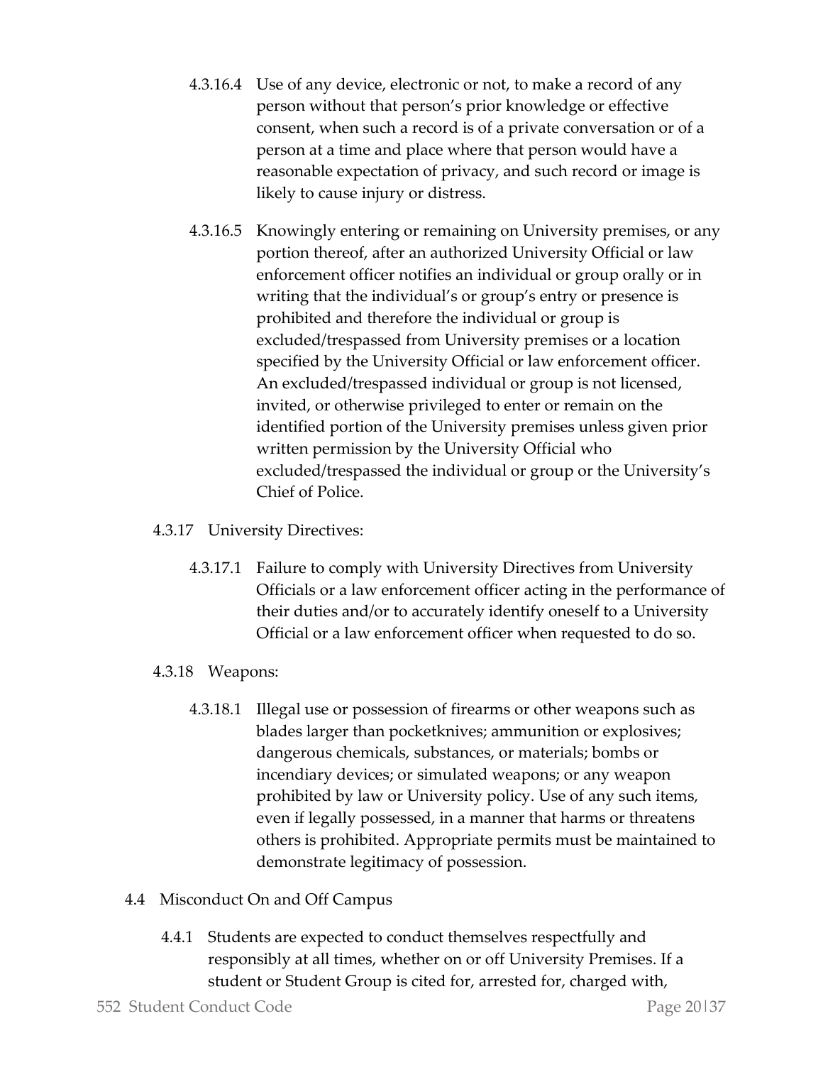4.3.16.4 Use of any device, electronic or not, to make a record of any person without that person's prior knowledge or effective consent, when such a record is of a private conversation or of a person at a time and place where that person would have a reasonable expectation of privacy, and such record or image is likely to cause injury or distress.

4.3.16.5 Knowingly entering or remaining on University premises, or any portion thereof, after an authorized University Official or law enforcement officer notifies an individual or group orally or in writing that the individual's or group's entry or presence is prohibited and therefore the individual or group is excluded/trespassed from University premises or a location specified by the University Official or law enforcement officer. An excluded/trespassed individual or group is not licensed, invited, or otherwise privileged to enter or remain on the identified portion of the University premises unless given prior written permission by the University Official who excluded/trespassed the individual or group or the University's Chief of Police.

4.3.17 University Directives:

4.3.17.1 Failure to comply with University Directives from University Officials or a law enforcement officer acting in the performance of their duties and/or to accurately identify oneself to a University Official or a law enforcement officer when requested to do so.

4.3.18 Weapons:

4.3.18.1 Illegal use or possession of firearms or other weapons such as blades larger than pocketknives; ammunition or explosives; dangerous chemicals, substances, or materials; bombs or incendiary devices; or simulated weapons; or any weapon prohibited by law or University policy. Use of any such items, even if legally possessed, in a manner that harms or threatens others is prohibited. Appropriate permits must be maintained to demonstrate legitimacy of possession.

4.4 Misconduct On and Off Campus

4.4.1 Students are expected to conduct themselves respectfully and responsibly at all times, whether on or off University Premises. If a student or Student Group is cited for, arrested for, charged with,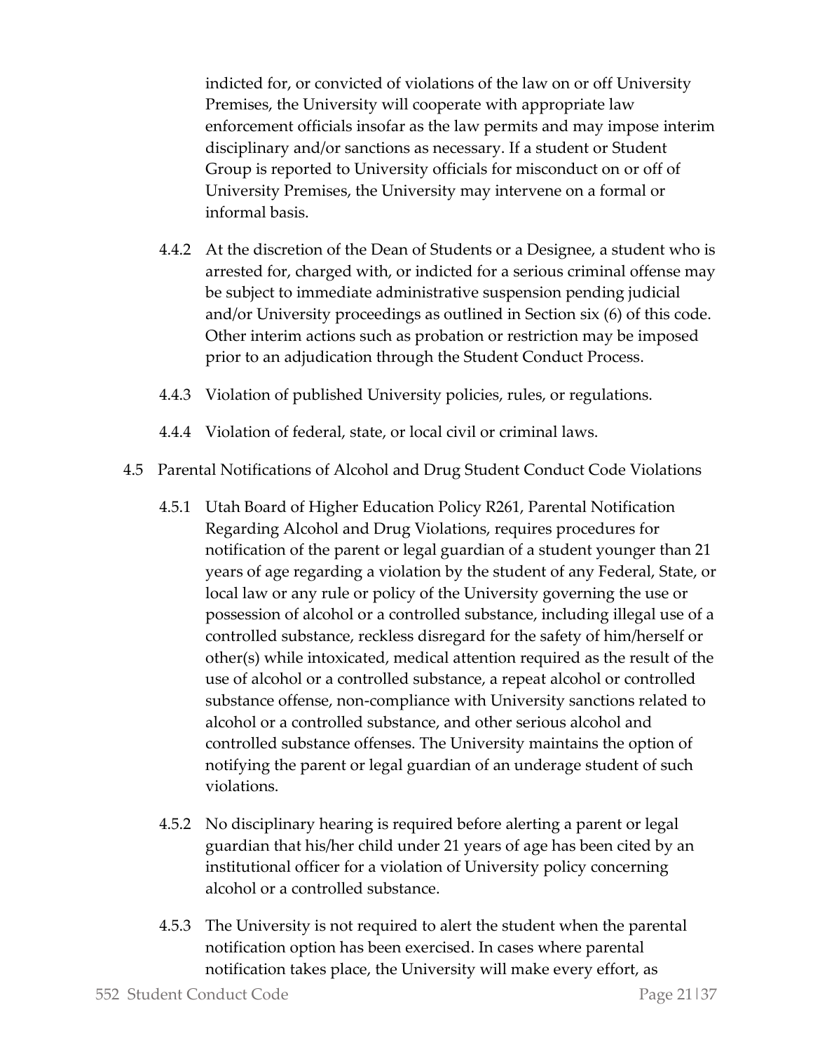indicted for, or convicted of violations of the law on or off University Premises, the University will cooperate with appropriate law enforcement officials insofar as the law permits and may impose interim disciplinary and/or sanctions as necessary. If a student or Student Group is reported to University officials for misconduct on or off of University Premises, the University may intervene on a formal or informal basis.

4.4.2 At the discretion of the Dean of Students or a Designee, a student who is arrested for, charged with, or indicted for a serious criminal offense may be subject to immediate administrative suspension pending judicial and/or University proceedings as outlined in Section six (6) of this code. Other interim actions such as probation or restriction may be imposed prior to an adjudication through the Student Conduct Process.

4.4.3 Violation of published University policies, rules, or regulations.

4.4.4 Violation of federal, state, or local civil or criminal laws.

4.5 Parental Notifications of Alcohol and Drug Student Conduct Code Violations

4.5.1 Utah Board of Higher Education Policy R261, Parental Notification Regarding Alcohol and Drug Violations, requires procedures for notification of the parent or legal guardian of a student younger than 21 years of age regarding a violation by the student of any Federal, State, or local law or any rule or policy of the University governing the use or possession of alcohol or a controlled substance, including illegal use of a controlled substance, reckless disregard for the safety of him/herself or other(s) while intoxicated, medical attention required as the result of the use of alcohol or a controlled substance, a repeat alcohol or controlled substance offense, non-compliance with University sanctions related to alcohol or a controlled substance, and other serious alcohol and controlled substance offenses. The University maintains the option of notifying the parent or legal guardian of an underage student of such violations.

4.5.2 No disciplinary hearing is required before alerting a parent or legal guardian that his/her child under 21 years of age has been cited by an institutional officer for a violation of University policy concerning alcohol or a controlled substance.

4.5.3 The University is not required to alert the student when the parental notification option has been exercised. In cases where parental notification takes place, the University will make every effort, as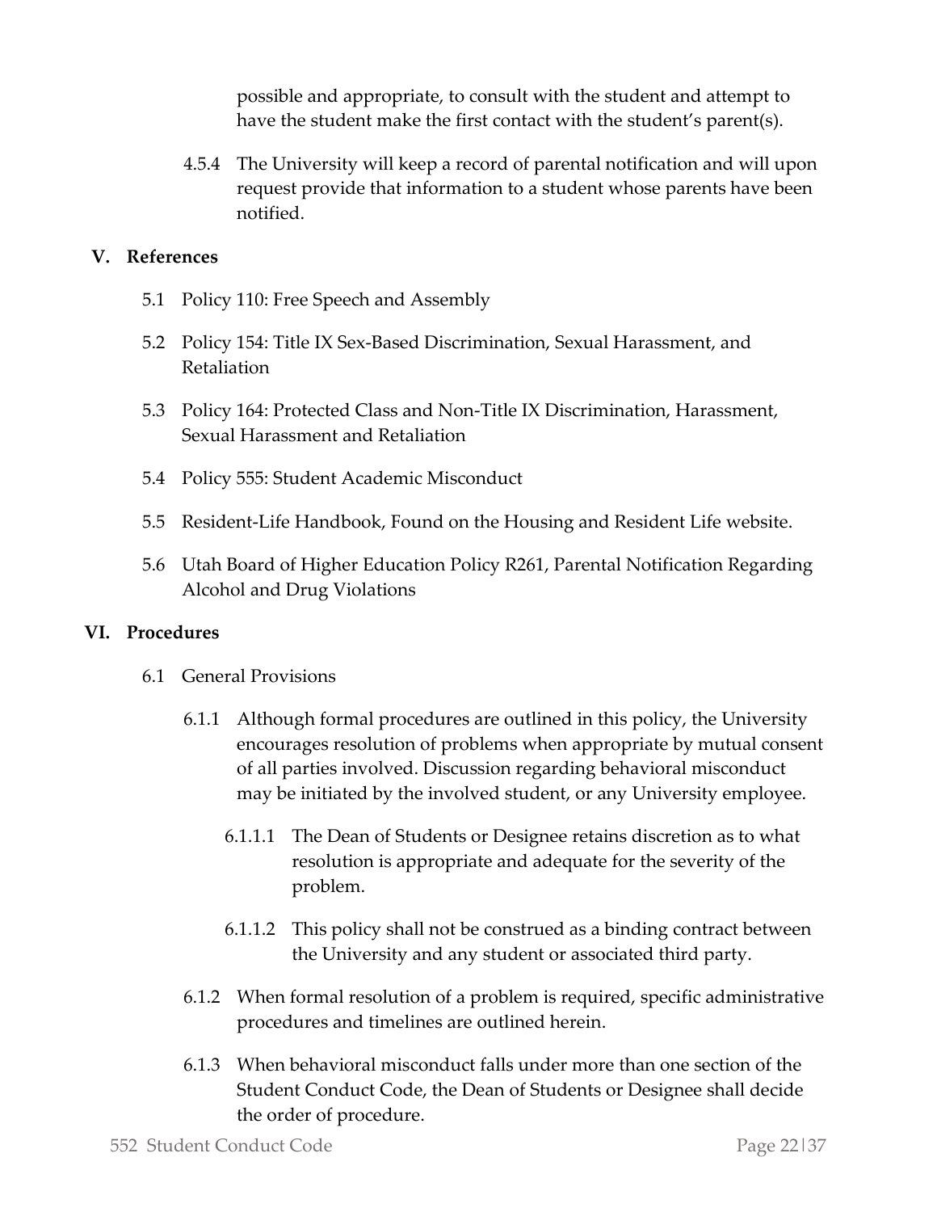possible and appropriate, to consult with the student and attempt to have the student make the first contact with the student's parent(s).

4.5.4 The University will keep a record of parental notification and will upon request provide that information to a student whose parents have been notified.

## V. References

5.1 Policy 110: Free Speech and Assembly

5.2 Policy 154: Title IX Sex-Based Discrimination, Sexual Harassment, and Retaliation

5.3 Policy 164: Protected Class and Non-Title IX Discrimination, Harassment, Sexual Harassment and Retaliation

5.4 Policy 555: Student Academic Misconduct

5.5 Resident-Life Handbook, Found on the Housing and Resident Life website.

5.6 Utah Board of Higher Education Policy R261, Parental Notification Regarding Alcohol and Drug Violations

## VI. Procedures

6.1 General Provisions

6.1.1 Although formal procedures are outlined in this policy, the University encourages resolution of problems when appropriate by mutual consent of all parties involved. Discussion regarding behavioral misconduct may be initiated by the involved student, or any University employee.

6.1.1.1 The Dean of Students or Designee retains discretion as to what resolution is appropriate and adequate for the severity of the problem.

6.1.1.2 This policy shall not be construed as a binding contract between the University and any student or associated third party.

6.1.2 When formal resolution of a problem is required, specific administrative procedures and timelines are outlined herein.

6.1.3 When behavioral misconduct falls under more than one section of the Student Conduct Code, the Dean of Students or Designee shall decide the order of procedure.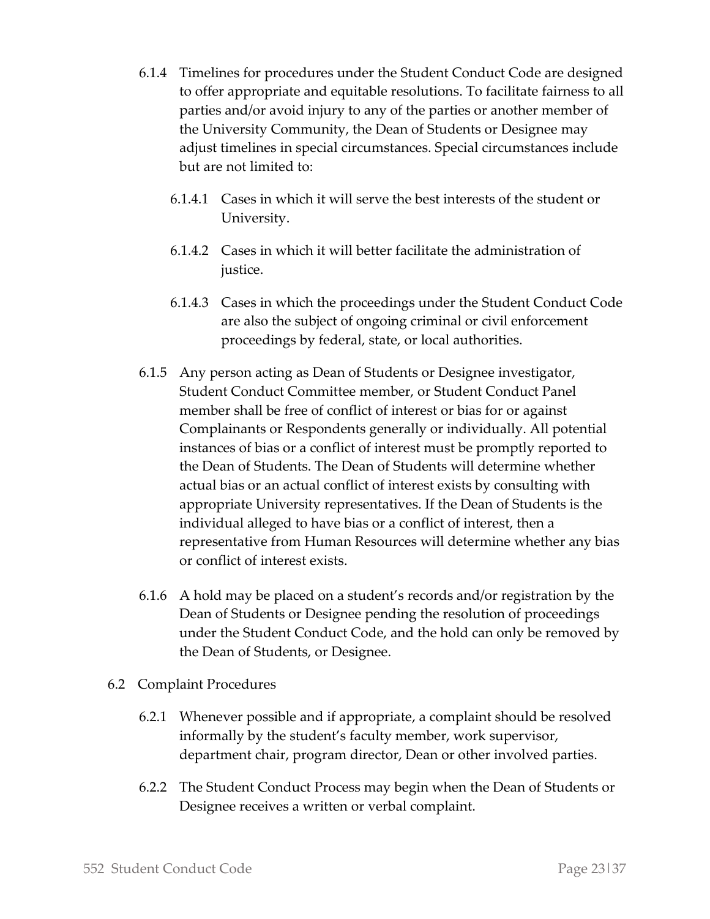6.1.4 Timelines for procedures under the Student Conduct Code are designed to offer appropriate and equitable resolutions. To facilitate fairness to all parties and/or avoid injury to any of the parties or another member of the University Community, the Dean of Students or Designee may adjust timelines in special circumstances. Special circumstances include but are not limited to:

6.1.4.1 Cases in which it will serve the best interests of the student or University.

6.1.4.2 Cases in which it will better facilitate the administration of justice.

6.1.4.3 Cases in which the proceedings under the Student Conduct Code are also the subject of ongoing criminal or civil enforcement proceedings by federal, state, or local authorities.

6.1.5 Any person acting as Dean of Students or Designee investigator, Student Conduct Committee member, or Student Conduct Panel member shall be free of conflict of interest or bias for or against Complainants or Respondents generally or individually. All potential instances of bias or a conflict of interest must be promptly reported to the Dean of Students. The Dean of Students will determine whether actual bias or an actual conflict of interest exists by consulting with appropriate University representatives. If the Dean of Students is the individual alleged to have bias or a conflict of interest, then a representative from Human Resources will determine whether any bias or conflict of interest exists.

6.1.6 A hold may be placed on a student's records and/or registration by the Dean of Students or Designee pending the resolution of proceedings under the Student Conduct Code, and the hold can only be removed by the Dean of Students, or Designee.

6.2 Complaint Procedures

6.2.1 Whenever possible and if appropriate, a complaint should be resolved informally by the student's faculty member, work supervisor, department chair, program director, Dean or other involved parties.

6.2.2 The Student Conduct Process may begin when the Dean of Students or Designee receives a written or verbal complaint.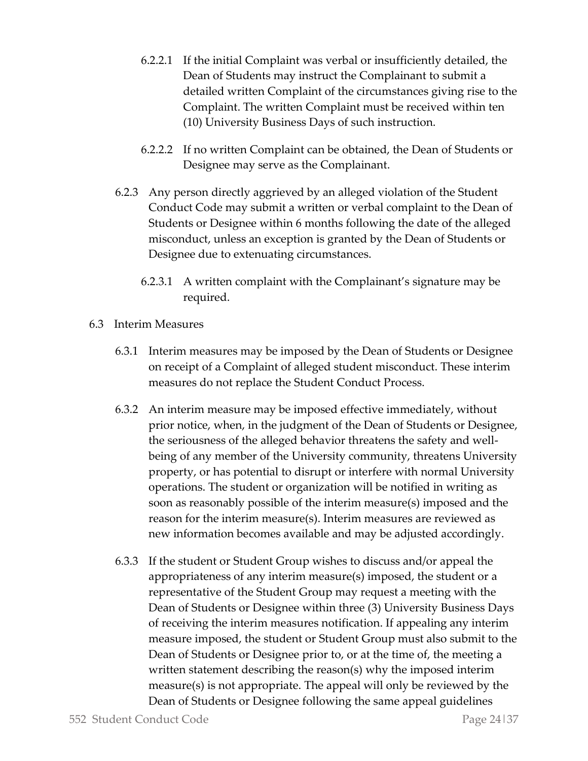6.2.2.1 If the initial Complaint was verbal or insufficiently detailed, the Dean of Students may instruct the Complainant to submit a detailed written Complaint of the circumstances giving rise to the Complaint. The written Complaint must be received within ten (10) University Business Days of such instruction.

6.2.2.2 If no written Complaint can be obtained, the Dean of Students or Designee may serve as the Complainant.

6.2.3 Any person directly aggrieved by an alleged violation of the Student Conduct Code may submit a written or verbal complaint to the Dean of Students or Designee within 6 months following the date of the alleged misconduct, unless an exception is granted by the Dean of Students or Designee due to extenuating circumstances.

6.2.3.1 A written complaint with the Complainant's signature may be required.

6.3 Interim Measures

6.3.1 Interim measures may be imposed by the Dean of Students or Designee on receipt of a Complaint of alleged student misconduct. These interim measures do not replace the Student Conduct Process.

6.3.2 An interim measure may be imposed effective immediately, without prior notice, when, in the judgment of the Dean of Students or Designee, the seriousness of the alleged behavior threatens the safety and well-being of any member of the University community, threatens University property, or has potential to disrupt or interfere with normal University operations. The student or organization will be notified in writing as soon as reasonably possible of the interim measure(s) imposed and the reason for the interim measure(s). Interim measures are reviewed as new information becomes available and may be adjusted accordingly.

6.3.3 If the student or Student Group wishes to discuss and/or appeal the appropriateness of any interim measure(s) imposed, the student or a representative of the Student Group may request a meeting with the Dean of Students or Designee within three (3) University Business Days of receiving the interim measures notification. If appealing any interim measure imposed, the student or Student Group must also submit to the Dean of Students or Designee prior to, or at the time of, the meeting a written statement describing the reason(s) why the imposed interim measure(s) is not appropriate. The appeal will only be reviewed by the Dean of Students or Designee following the same appeal guidelines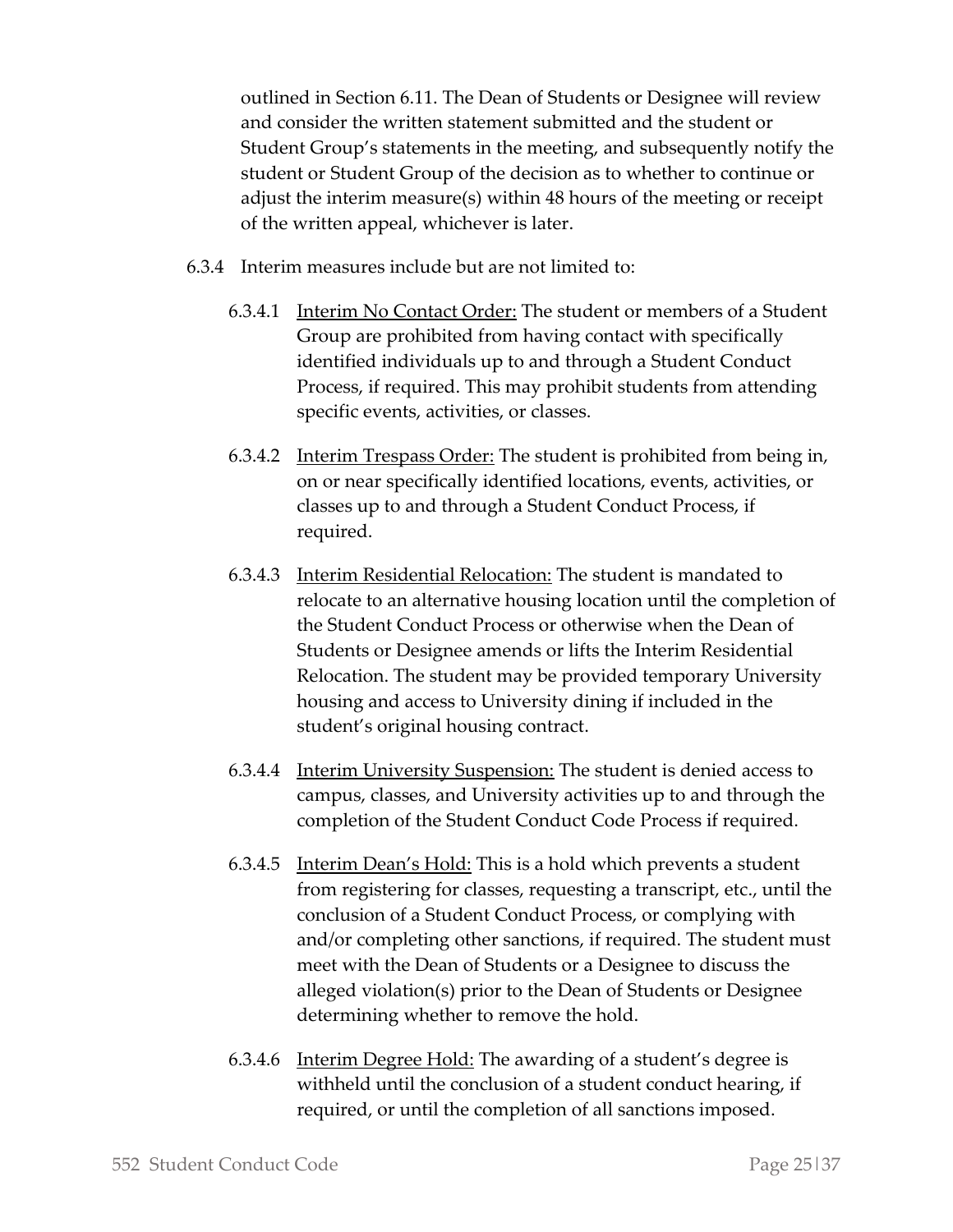outlined in Section 6.11. The Dean of Students or Designee will review and consider the written statement submitted and the student or Student Group's statements in the meeting, and subsequently notify the student or Student Group of the decision as to whether to continue or adjust the interim measure(s) within 48 hours of the meeting or receipt of the written appeal, whichever is later.

6.3.4 Interim measures include but are not limited to:

6.3.4.1 Interim No Contact Order: The student or members of a Student Group are prohibited from having contact with specifically identified individuals up to and through a Student Conduct Process, if required. This may prohibit students from attending specific events, activities, or classes.

6.3.4.2 Interim Trespass Order: The student is prohibited from being in, on or near specifically identified locations, events, activities, or classes up to and through a Student Conduct Process, if required.

6.3.4.3 Interim Residential Relocation: The student is mandated to relocate to an alternative housing location until the completion of the Student Conduct Process or otherwise when the Dean of Students or Designee amends or lifts the Interim Residential Relocation. The student may be provided temporary University housing and access to University dining if included in the student's original housing contract.

6.3.4.4 Interim University Suspension: The student is denied access to campus, classes, and University activities up to and through the completion of the Student Conduct Code Process if required.

6.3.4.5 Interim Dean's Hold: This is a hold which prevents a student from registering for classes, requesting a transcript, etc., until the conclusion of a Student Conduct Process, or complying with and/or completing other sanctions, if required. The student must meet with the Dean of Students or a Designee to discuss the alleged violation(s) prior to the Dean of Students or Designee determining whether to remove the hold.

6.3.4.6 Interim Degree Hold: The awarding of a student's degree is withheld until the conclusion of a student conduct hearing, if required, or until the completion of all sanctions imposed.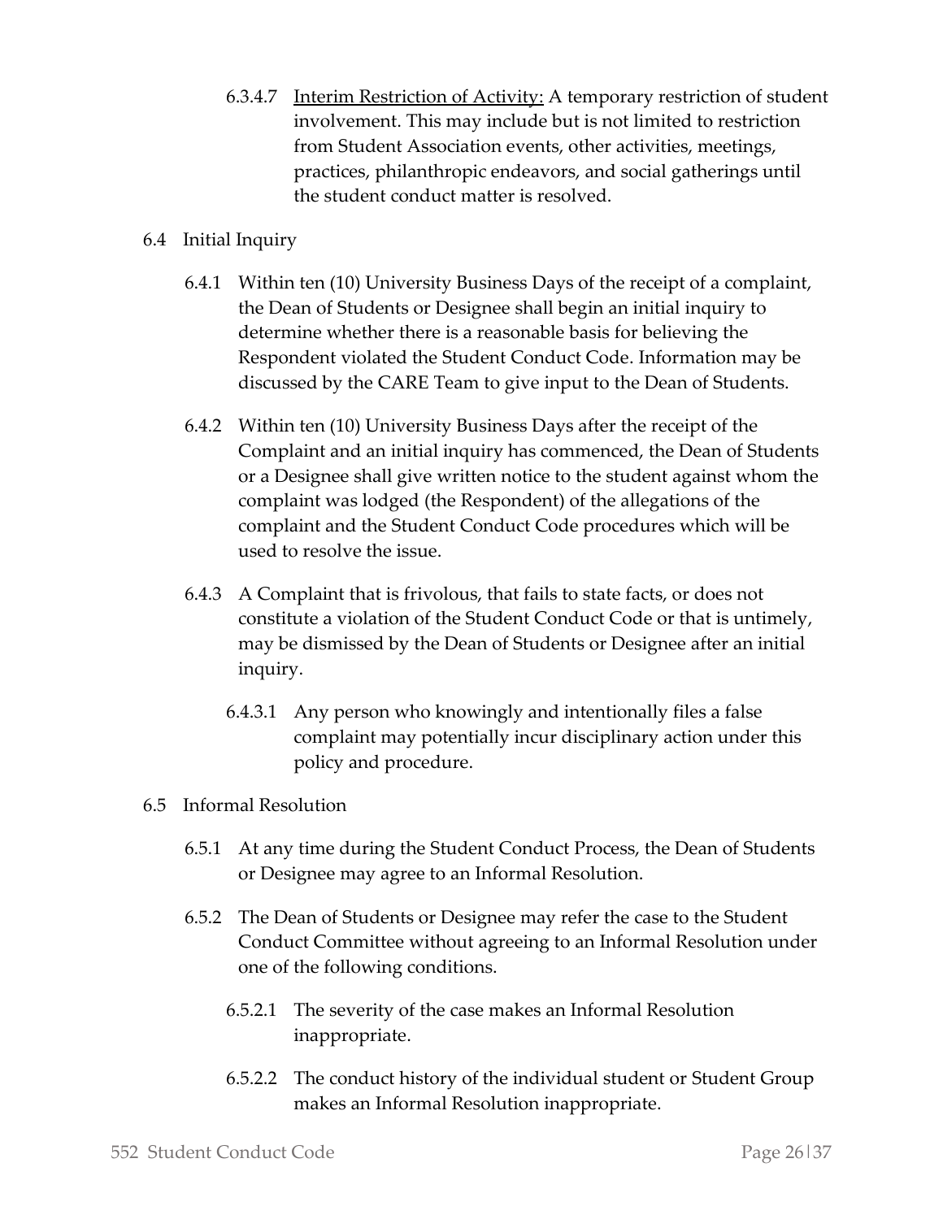6.3.4.7 <u>Interim Restriction of Activity:</u> A temporary restriction of student involvement. This may include but is not limited to restriction from Student Association events, other activities, meetings, practices, philanthropic endeavors, and social gatherings until the student conduct matter is resolved.

6.4 Initial Inquiry

6.4.1 Within ten (10) University Business Days of the receipt of a complaint, the Dean of Students or Designee shall begin an initial inquiry to determine whether there is a reasonable basis for believing the Respondent violated the Student Conduct Code. Information may be discussed by the CARE Team to give input to the Dean of Students.

6.4.2 Within ten (10) University Business Days after the receipt of the Complaint and an initial inquiry has commenced, the Dean of Students or a Designee shall give written notice to the student against whom the complaint was lodged (the Respondent) of the allegations of the complaint and the Student Conduct Code procedures which will be used to resolve the issue.

6.4.3 A Complaint that is frivolous, that fails to state facts, or does not constitute a violation of the Student Conduct Code or that is untimely, may be dismissed by the Dean of Students or Designee after an initial inquiry.

6.4.3.1 Any person who knowingly and intentionally files a false complaint may potentially incur disciplinary action under this policy and procedure.

6.5 Informal Resolution

6.5.1 At any time during the Student Conduct Process, the Dean of Students or Designee may agree to an Informal Resolution.

6.5.2 The Dean of Students or Designee may refer the case to the Student Conduct Committee without agreeing to an Informal Resolution under one of the following conditions.

6.5.2.1 The severity of the case makes an Informal Resolution inappropriate.

6.5.2.2 The conduct history of the individual student or Student Group makes an Informal Resolution inappropriate.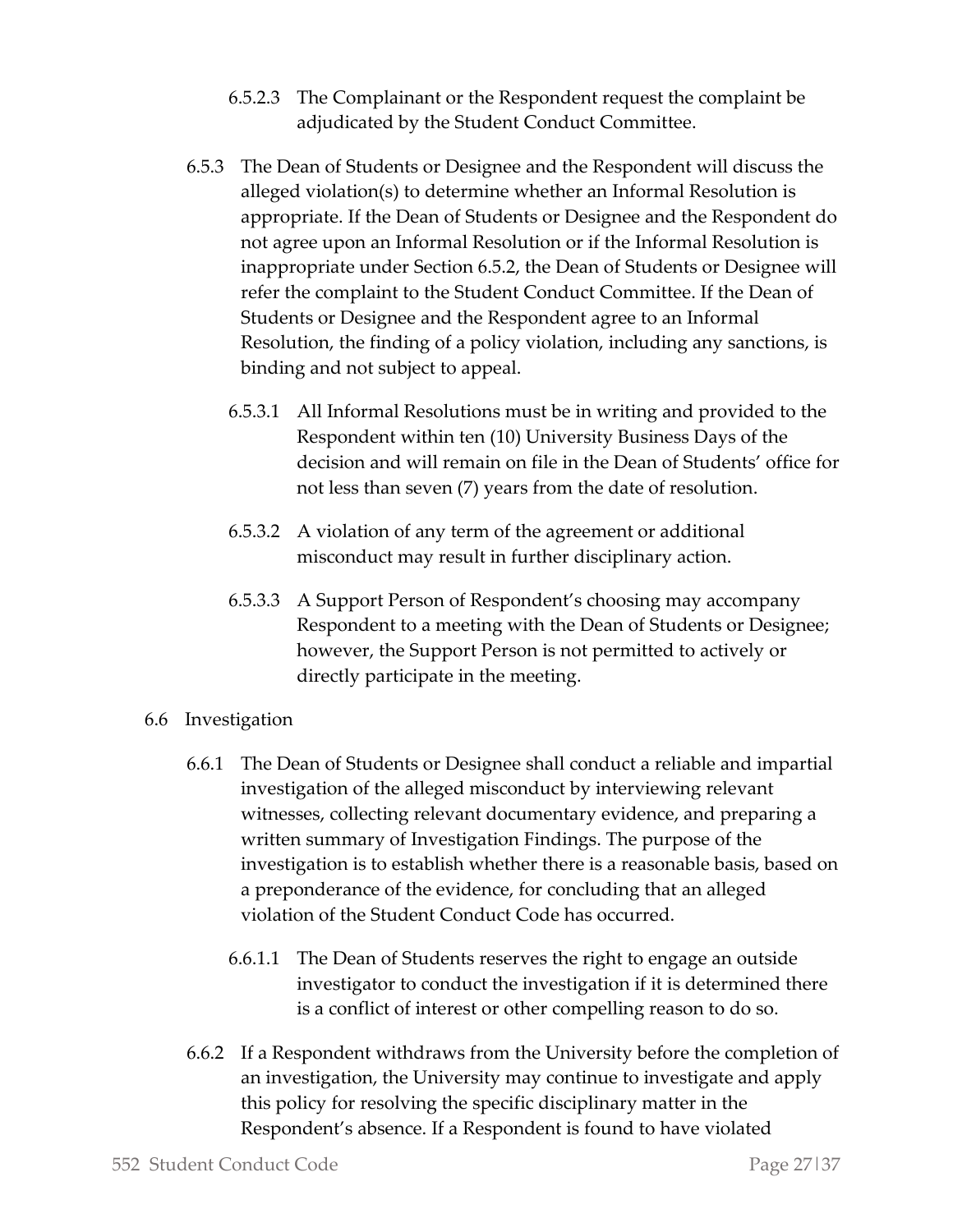6.5.2.3 The Complainant or the Respondent request the complaint be adjudicated by the Student Conduct Committee.

6.5.3 The Dean of Students or Designee and the Respondent will discuss the alleged violation(s) to determine whether an Informal Resolution is appropriate. If the Dean of Students or Designee and the Respondent do not agree upon an Informal Resolution or if the Informal Resolution is inappropriate under Section 6.5.2, the Dean of Students or Designee will refer the complaint to the Student Conduct Committee. If the Dean of Students or Designee and the Respondent agree to an Informal Resolution, the finding of a policy violation, including any sanctions, is binding and not subject to appeal.

6.5.3.1 All Informal Resolutions must be in writing and provided to the Respondent within ten (10) University Business Days of the decision and will remain on file in the Dean of Students' office for not less than seven (7) years from the date of resolution.

6.5.3.2 A violation of any term of the agreement or additional misconduct may result in further disciplinary action.

6.5.3.3 A Support Person of Respondent's choosing may accompany Respondent to a meeting with the Dean of Students or Designee; however, the Support Person is not permitted to actively or directly participate in the meeting.

6.6 Investigation

6.6.1 The Dean of Students or Designee shall conduct a reliable and impartial investigation of the alleged misconduct by interviewing relevant witnesses, collecting relevant documentary evidence, and preparing a written summary of Investigation Findings. The purpose of the investigation is to establish whether there is a reasonable basis, based on a preponderance of the evidence, for concluding that an alleged violation of the Student Conduct Code has occurred.

6.6.1.1 The Dean of Students reserves the right to engage an outside investigator to conduct the investigation if it is determined there is a conflict of interest or other compelling reason to do so.

6.6.2 If a Respondent withdraws from the University before the completion of an investigation, the University may continue to investigate and apply this policy for resolving the specific disciplinary matter in the Respondent's absence. If a Respondent is found to have violated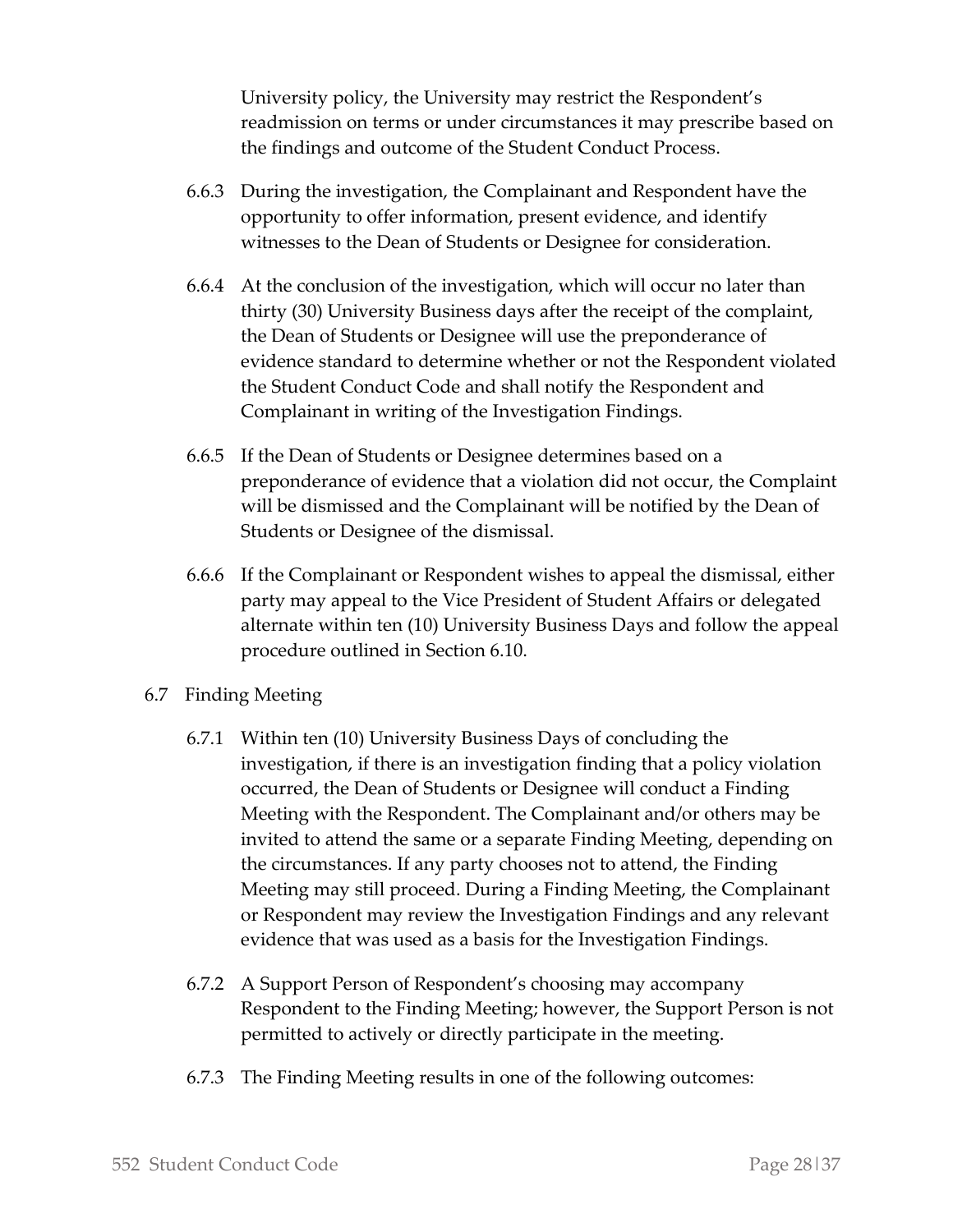University policy, the University may restrict the Respondent's readmission on terms or under circumstances it may prescribe based on the findings and outcome of the Student Conduct Process.

6.6.3 During the investigation, the Complainant and Respondent have the opportunity to offer information, present evidence, and identify witnesses to the Dean of Students or Designee for consideration.

6.6.4 At the conclusion of the investigation, which will occur no later than thirty (30) University Business days after the receipt of the complaint, the Dean of Students or Designee will use the preponderance of evidence standard to determine whether or not the Respondent violated the Student Conduct Code and shall notify the Respondent and Complainant in writing of the Investigation Findings.

6.6.5 If the Dean of Students or Designee determines based on a preponderance of evidence that a violation did not occur, the Complaint will be dismissed and the Complainant will be notified by the Dean of Students or Designee of the dismissal.

6.6.6 If the Complainant or Respondent wishes to appeal the dismissal, either party may appeal to the Vice President of Student Affairs or delegated alternate within ten (10) University Business Days and follow the appeal procedure outlined in Section 6.10.

6.7 Finding Meeting

6.7.1 Within ten (10) University Business Days of concluding the investigation, if there is an investigation finding that a policy violation occurred, the Dean of Students or Designee will conduct a Finding Meeting with the Respondent. The Complainant and/or others may be invited to attend the same or a separate Finding Meeting, depending on the circumstances. If any party chooses not to attend, the Finding Meeting may still proceed. During a Finding Meeting, the Complainant or Respondent may review the Investigation Findings and any relevant evidence that was used as a basis for the Investigation Findings.

6.7.2 A Support Person of Respondent's choosing may accompany Respondent to the Finding Meeting; however, the Support Person is not permitted to actively or directly participate in the meeting.

6.7.3 The Finding Meeting results in one of the following outcomes: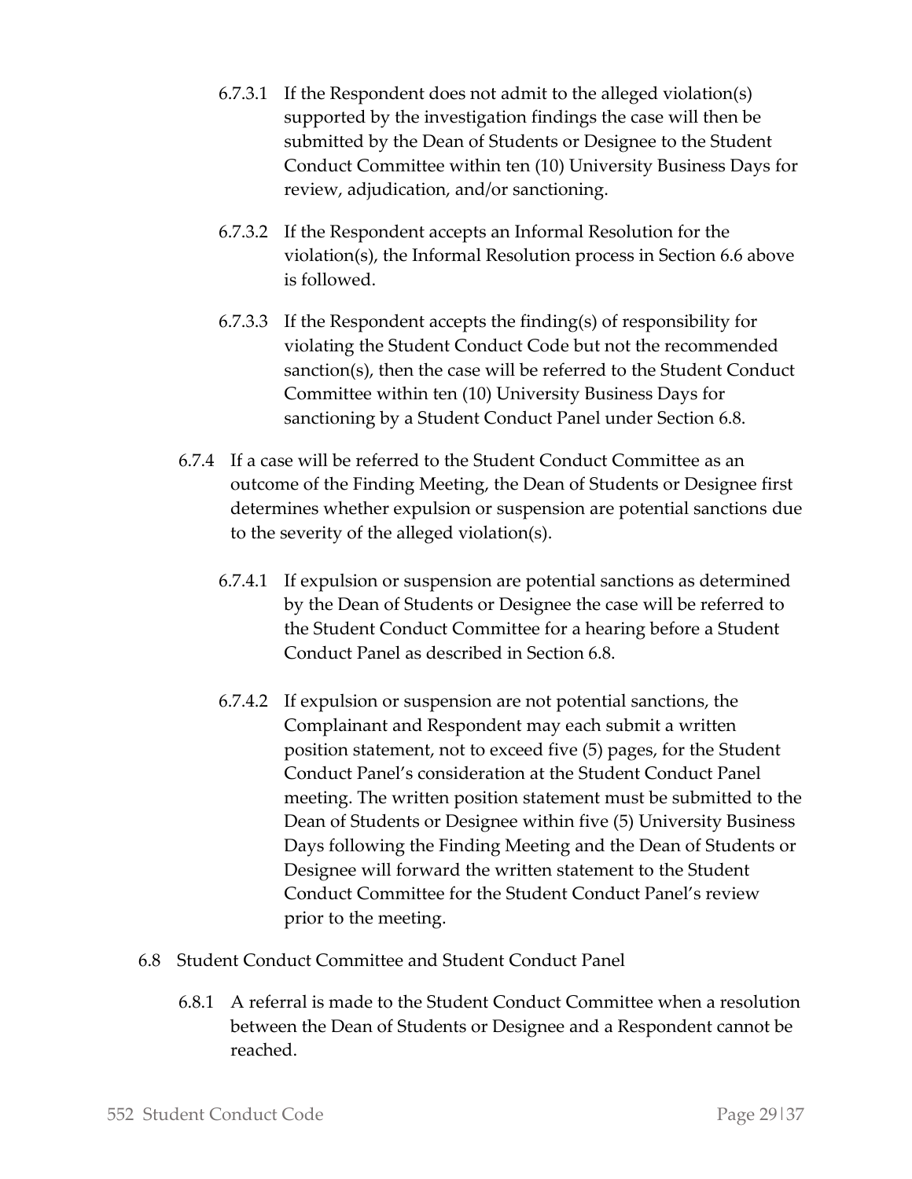6.7.3.1 If the Respondent does not admit to the alleged violation(s) supported by the investigation findings the case will then be submitted by the Dean of Students or Designee to the Student Conduct Committee within ten (10) University Business Days for review, adjudication, and/or sanctioning.

6.7.3.2 If the Respondent accepts an Informal Resolution for the violation(s), the Informal Resolution process in Section 6.6 above is followed.

6.7.3.3 If the Respondent accepts the finding(s) of responsibility for violating the Student Conduct Code but not the recommended sanction(s), then the case will be referred to the Student Conduct Committee within ten (10) University Business Days for sanctioning by a Student Conduct Panel under Section 6.8.

6.7.4 If a case will be referred to the Student Conduct Committee as an outcome of the Finding Meeting, the Dean of Students or Designee first determines whether expulsion or suspension are potential sanctions due to the severity of the alleged violation(s).

6.7.4.1 If expulsion or suspension are potential sanctions as determined by the Dean of Students or Designee the case will be referred to the Student Conduct Committee for a hearing before a Student Conduct Panel as described in Section 6.8.

6.7.4.2 If expulsion or suspension are not potential sanctions, the Complainant and Respondent may each submit a written position statement, not to exceed five (5) pages, for the Student Conduct Panel's consideration at the Student Conduct Panel meeting. The written position statement must be submitted to the Dean of Students or Designee within five (5) University Business Days following the Finding Meeting and the Dean of Students or Designee will forward the written statement to the Student Conduct Committee for the Student Conduct Panel's review prior to the meeting.

6.8 Student Conduct Committee and Student Conduct Panel

6.8.1 A referral is made to the Student Conduct Committee when a resolution between the Dean of Students or Designee and a Respondent cannot be reached.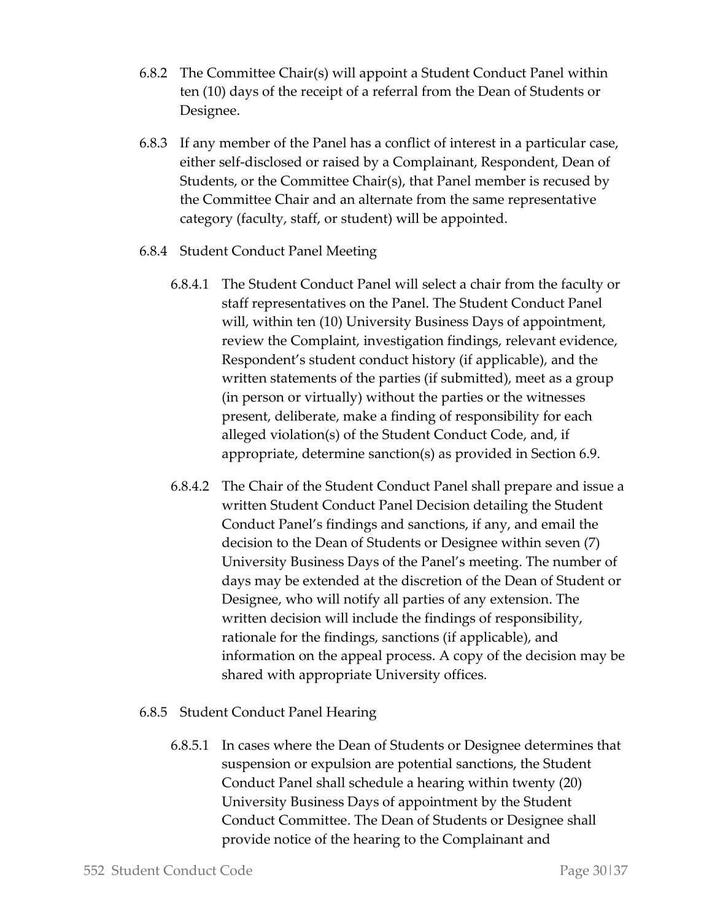6.8.2 The Committee Chair(s) will appoint a Student Conduct Panel within ten (10) days of the receipt of a referral from the Dean of Students or Designee.

6.8.3 If any member of the Panel has a conflict of interest in a particular case, either self-disclosed or raised by a Complainant, Respondent, Dean of Students, or the Committee Chair(s), that Panel member is recused by the Committee Chair and an alternate from the same representative category (faculty, staff, or student) will be appointed.

6.8.4 Student Conduct Panel Meeting

6.8.4.1 The Student Conduct Panel will select a chair from the faculty or staff representatives on the Panel. The Student Conduct Panel will, within ten (10) University Business Days of appointment, review the Complaint, investigation findings, relevant evidence, Respondent's student conduct history (if applicable), and the written statements of the parties (if submitted), meet as a group (in person or virtually) without the parties or the witnesses present, deliberate, make a finding of responsibility for each alleged violation(s) of the Student Conduct Code, and, if appropriate, determine sanction(s) as provided in Section 6.9.

6.8.4.2 The Chair of the Student Conduct Panel shall prepare and issue a written Student Conduct Panel Decision detailing the Student Conduct Panel's findings and sanctions, if any, and email the decision to the Dean of Students or Designee within seven (7) University Business Days of the Panel's meeting. The number of days may be extended at the discretion of the Dean of Student or Designee, who will notify all parties of any extension. The written decision will include the findings of responsibility, rationale for the findings, sanctions (if applicable), and information on the appeal process. A copy of the decision may be shared with appropriate University offices.

6.8.5 Student Conduct Panel Hearing

6.8.5.1 In cases where the Dean of Students or Designee determines that suspension or expulsion are potential sanctions, the Student Conduct Panel shall schedule a hearing within twenty (20) University Business Days of appointment by the Student Conduct Committee. The Dean of Students or Designee shall provide notice of the hearing to the Complainant and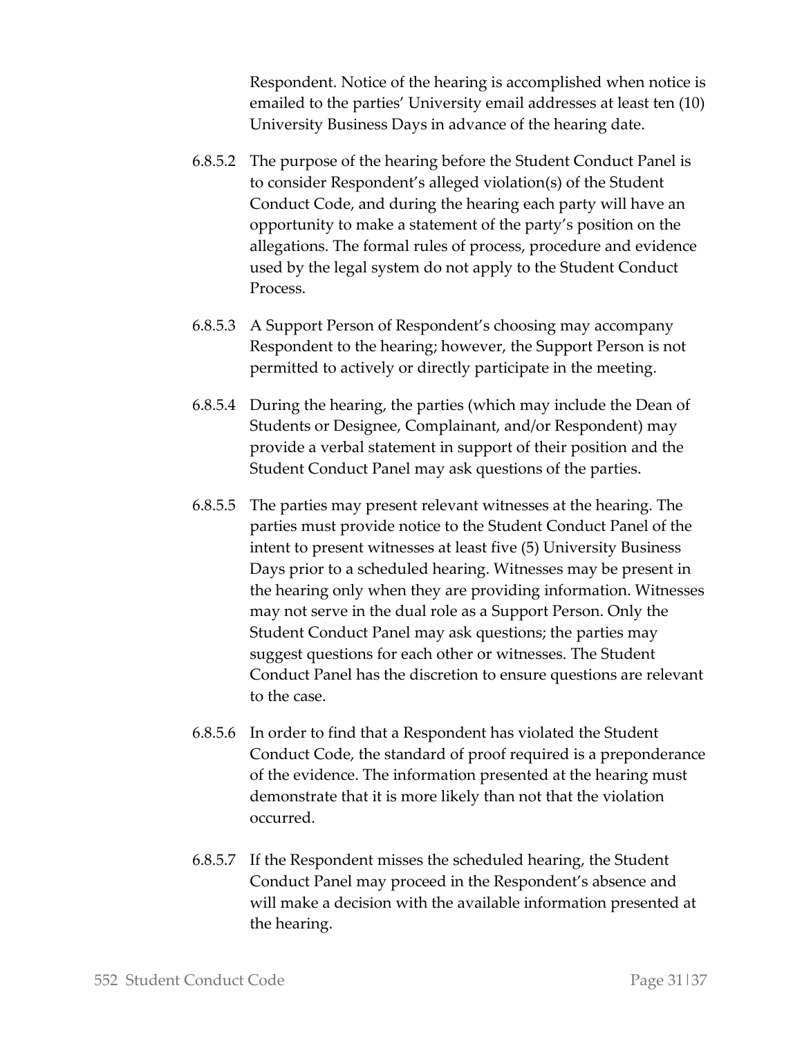Respondent. Notice of the hearing is accomplished when notice is emailed to the parties' University email addresses at least ten (10) University Business Days in advance of the hearing date.

6.8.5.2 The purpose of the hearing before the Student Conduct Panel is to consider Respondent's alleged violation(s) of the Student Conduct Code, and during the hearing each party will have an opportunity to make a statement of the party's position on the allegations. The formal rules of process, procedure and evidence used by the legal system do not apply to the Student Conduct Process.

6.8.5.3 A Support Person of Respondent's choosing may accompany Respondent to the hearing; however, the Support Person is not permitted to actively or directly participate in the meeting.

6.8.5.4 During the hearing, the parties (which may include the Dean of Students or Designee, Complainant, and/or Respondent) may provide a verbal statement in support of their position and the Student Conduct Panel may ask questions of the parties.

6.8.5.5 The parties may present relevant witnesses at the hearing. The parties must provide notice to the Student Conduct Panel of the intent to present witnesses at least five (5) University Business Days prior to a scheduled hearing. Witnesses may be present in the hearing only when they are providing information. Witnesses may not serve in the dual role as a Support Person. Only the Student Conduct Panel may ask questions; the parties may suggest questions for each other or witnesses. The Student Conduct Panel has the discretion to ensure questions are relevant to the case.

6.8.5.6 In order to find that a Respondent has violated the Student Conduct Code, the standard of proof required is a preponderance of the evidence. The information presented at the hearing must demonstrate that it is more likely than not that the violation occurred.

6.8.5.7 If the Respondent misses the scheduled hearing, the Student Conduct Panel may proceed in the Respondent's absence and will make a decision with the available information presented at the hearing.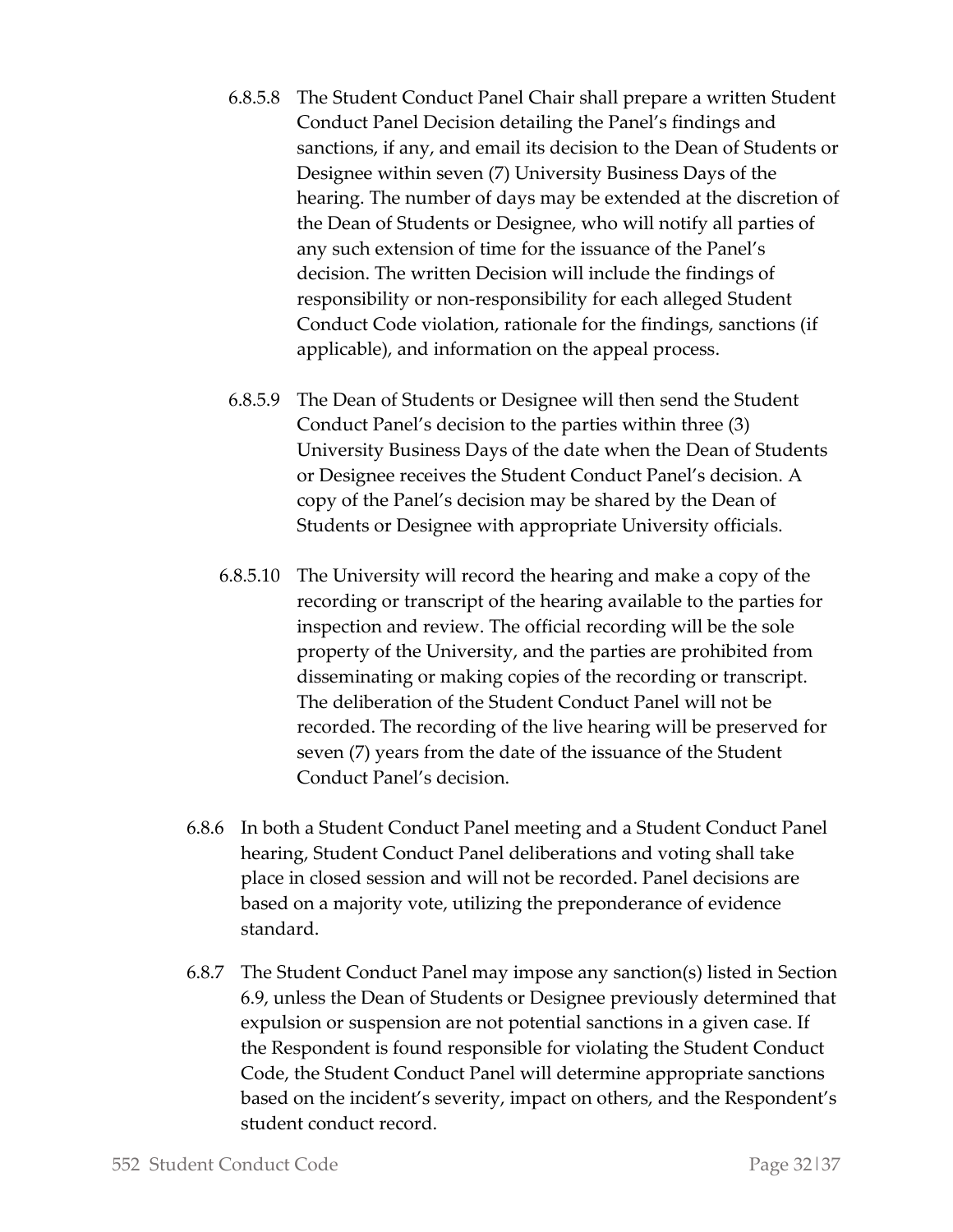6.8.5.8 The Student Conduct Panel Chair shall prepare a written Student Conduct Panel Decision detailing the Panel's findings and sanctions, if any, and email its decision to the Dean of Students or Designee within seven (7) University Business Days of the hearing. The number of days may be extended at the discretion of the Dean of Students or Designee, who will notify all parties of any such extension of time for the issuance of the Panel's decision. The written Decision will include the findings of responsibility or non-responsibility for each alleged Student Conduct Code violation, rationale for the findings, sanctions (if applicable), and information on the appeal process.

6.8.5.9 The Dean of Students or Designee will then send the Student Conduct Panel's decision to the parties within three (3) University Business Days of the date when the Dean of Students or Designee receives the Student Conduct Panel's decision. A copy of the Panel's decision may be shared by the Dean of Students or Designee with appropriate University officials.

6.8.5.10 The University will record the hearing and make a copy of the recording or transcript of the hearing available to the parties for inspection and review. The official recording will be the sole property of the University, and the parties are prohibited from disseminating or making copies of the recording or transcript. The deliberation of the Student Conduct Panel will not be recorded. The recording of the live hearing will be preserved for seven (7) years from the date of the issuance of the Student Conduct Panel's decision.

6.8.6 In both a Student Conduct Panel meeting and a Student Conduct Panel hearing, Student Conduct Panel deliberations and voting shall take place in closed session and will not be recorded. Panel decisions are based on a majority vote, utilizing the preponderance of evidence standard.

6.8.7 The Student Conduct Panel may impose any sanction(s) listed in Section 6.9, unless the Dean of Students or Designee previously determined that expulsion or suspension are not potential sanctions in a given case. If the Respondent is found responsible for violating the Student Conduct Code, the Student Conduct Panel will determine appropriate sanctions based on the incident's severity, impact on others, and the Respondent's student conduct record.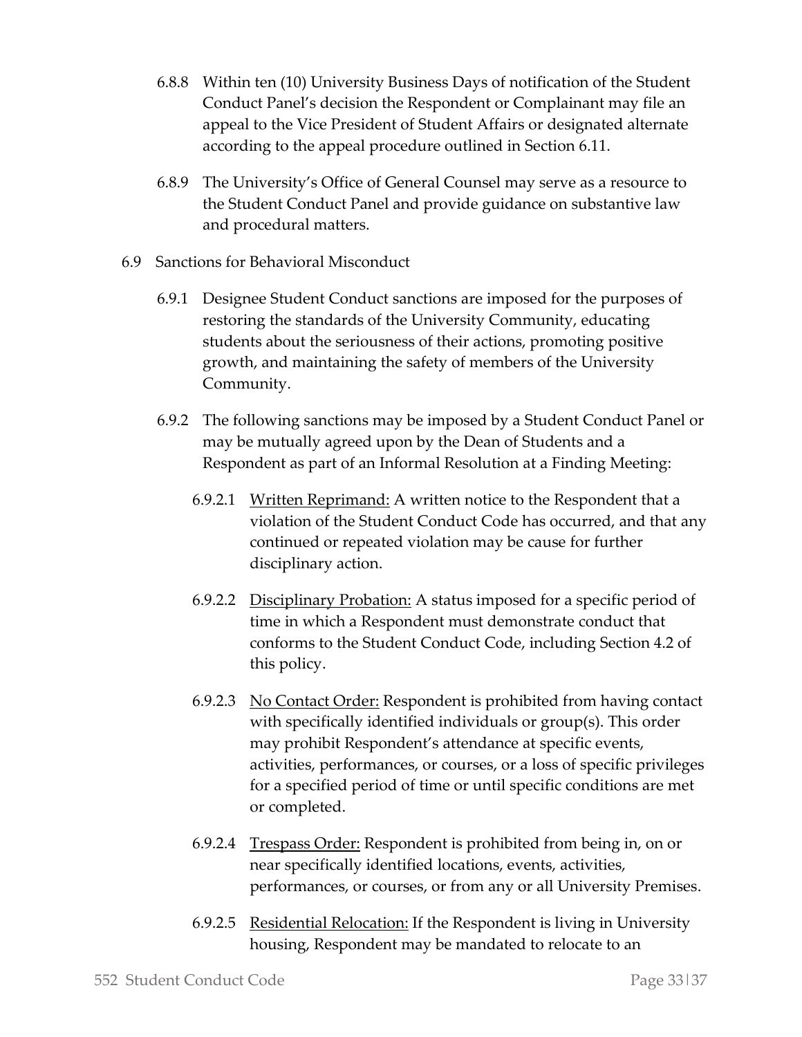6.8.8 Within ten (10) University Business Days of notification of the Student Conduct Panel's decision the Respondent or Complainant may file an appeal to the Vice President of Student Affairs or designated alternate according to the appeal procedure outlined in Section 6.11.

6.8.9 The University's Office of General Counsel may serve as a resource to the Student Conduct Panel and provide guidance on substantive law and procedural matters.

6.9 Sanctions for Behavioral Misconduct

6.9.1 Designee Student Conduct sanctions are imposed for the purposes of restoring the standards of the University Community, educating students about the seriousness of their actions, promoting positive growth, and maintaining the safety of members of the University Community.

6.9.2 The following sanctions may be imposed by a Student Conduct Panel or may be mutually agreed upon by the Dean of Students and a Respondent as part of an Informal Resolution at a Finding Meeting:

6.9.2.1 <u>Written Reprimand:</u> A written notice to the Respondent that a violation of the Student Conduct Code has occurred, and that any continued or repeated violation may be cause for further disciplinary action.

6.9.2.2 <u>Disciplinary Probation:</u> A status imposed for a specific period of time in which a Respondent must demonstrate conduct that conforms to the Student Conduct Code, including Section 4.2 of this policy.

6.9.2.3 <u>No Contact Order:</u> Respondent is prohibited from having contact with specifically identified individuals or group(s). This order may prohibit Respondent's attendance at specific events, activities, performances, or courses, or a loss of specific privileges for a specified period of time or until specific conditions are met or completed.

6.9.2.4 <u>Trespass Order:</u> Respondent is prohibited from being in, on or near specifically identified locations, events, activities, performances, or courses, or from any or all University Premises.

6.9.2.5 <u>Residential Relocation:</u> If the Respondent is living in University housing, Respondent may be mandated to relocate to an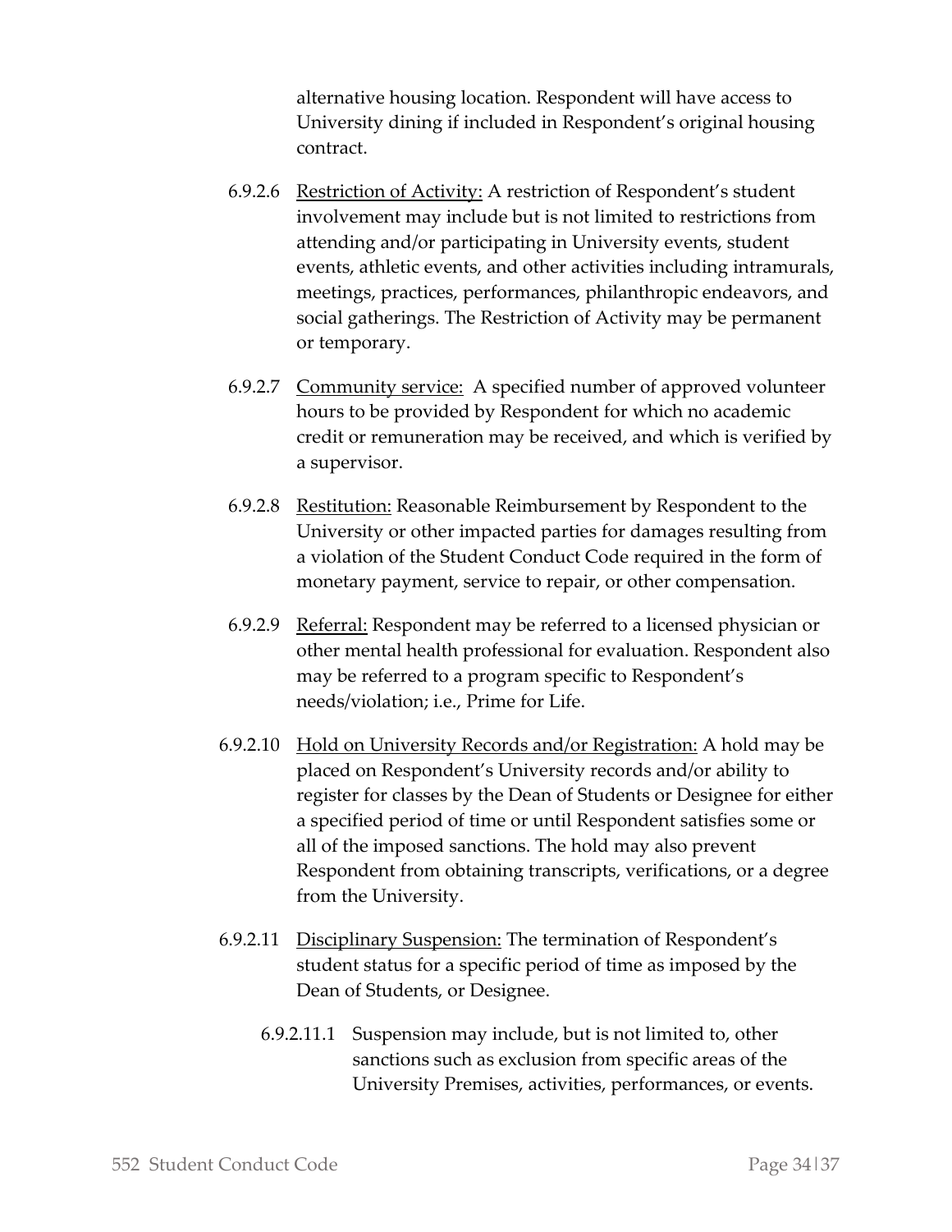alternative housing location. Respondent will have access to University dining if included in Respondent's original housing contract.

6.9.2.6 Restriction of Activity: A restriction of Respondent's student involvement may include but is not limited to restrictions from attending and/or participating in University events, student events, athletic events, and other activities including intramurals, meetings, practices, performances, philanthropic endeavors, and social gatherings. The Restriction of Activity may be permanent or temporary.

6.9.2.7 Community service: A specified number of approved volunteer hours to be provided by Respondent for which no academic credit or remuneration may be received, and which is verified by a supervisor.

6.9.2.8 Restitution: Reasonable Reimbursement by Respondent to the University or other impacted parties for damages resulting from a violation of the Student Conduct Code required in the form of monetary payment, service to repair, or other compensation.

6.9.2.9 Referral: Respondent may be referred to a licensed physician or other mental health professional for evaluation. Respondent also may be referred to a program specific to Respondent's needs/violation; i.e., Prime for Life.

6.9.2.10 Hold on University Records and/or Registration: A hold may be placed on Respondent's University records and/or ability to register for classes by the Dean of Students or Designee for either a specified period of time or until Respondent satisfies some or all of the imposed sanctions. The hold may also prevent Respondent from obtaining transcripts, verifications, or a degree from the University.

6.9.2.11 Disciplinary Suspension: The termination of Respondent's student status for a specific period of time as imposed by the Dean of Students, or Designee.

6.9.2.11.1 Suspension may include, but is not limited to, other sanctions such as exclusion from specific areas of the University Premises, activities, performances, or events.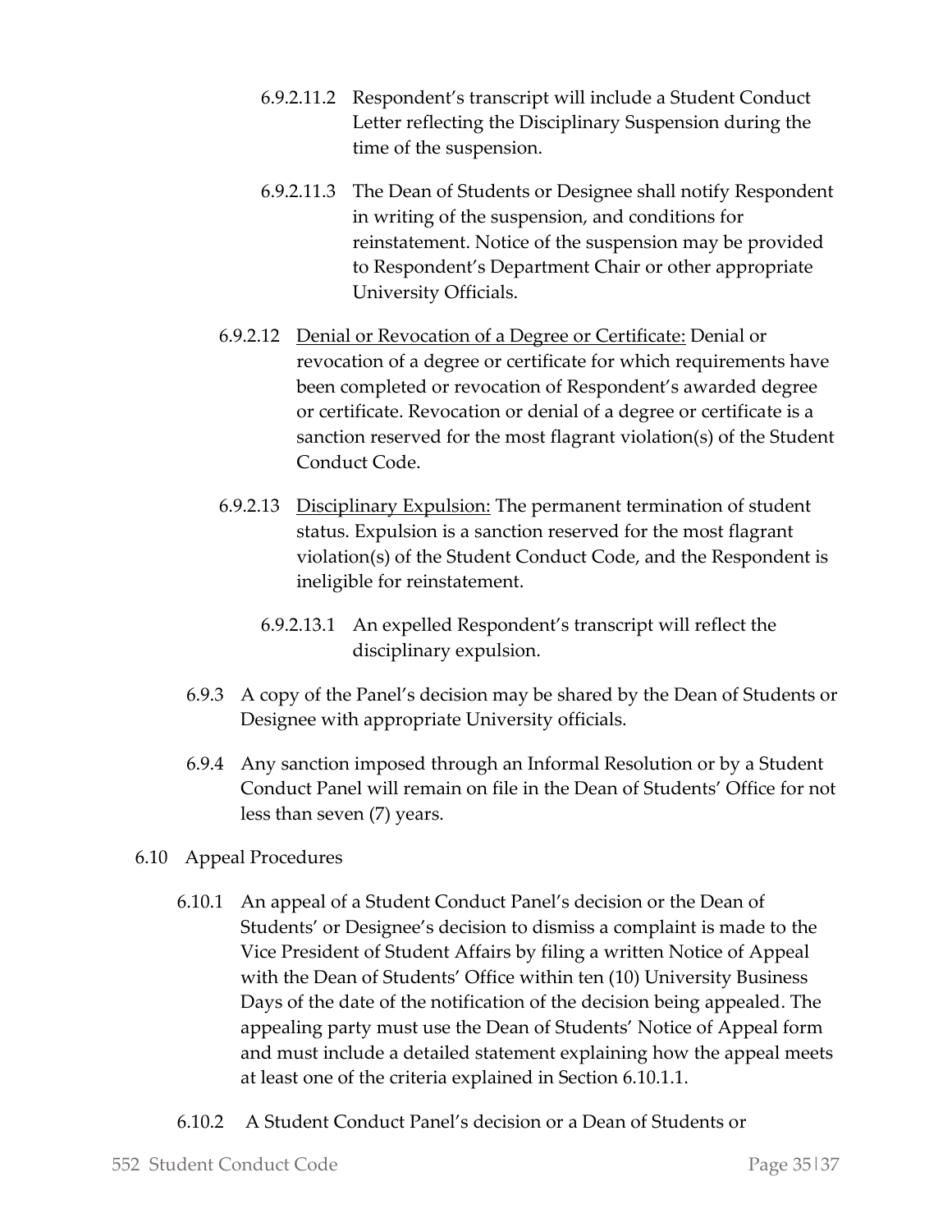6.9.2.11.2 Respondent's transcript will include a Student Conduct Letter reflecting the Disciplinary Suspension during the time of the suspension.

6.9.2.11.3 The Dean of Students or Designee shall notify Respondent in writing of the suspension, and conditions for reinstatement. Notice of the suspension may be provided to Respondent's Department Chair or other appropriate University Officials.

6.9.2.12 Denial or Revocation of a Degree or Certificate: Denial or revocation of a degree or certificate for which requirements have been completed or revocation of Respondent's awarded degree or certificate. Revocation or denial of a degree or certificate is a sanction reserved for the most flagrant violation(s) of the Student Conduct Code.

6.9.2.13 Disciplinary Expulsion: The permanent termination of student status. Expulsion is a sanction reserved for the most flagrant violation(s) of the Student Conduct Code, and the Respondent is ineligible for reinstatement.

6.9.2.13.1 An expelled Respondent's transcript will reflect the disciplinary expulsion.

6.9.3 A copy of the Panel's decision may be shared by the Dean of Students or Designee with appropriate University officials.

6.9.4 Any sanction imposed through an Informal Resolution or by a Student Conduct Panel will remain on file in the Dean of Students' Office for not less than seven (7) years.

6.10 Appeal Procedures

6.10.1 An appeal of a Student Conduct Panel's decision or the Dean of Students' or Designee's decision to dismiss a complaint is made to the Vice President of Student Affairs by filing a written Notice of Appeal with the Dean of Students' Office within ten (10) University Business Days of the date of the notification of the decision being appealed. The appealing party must use the Dean of Students' Notice of Appeal form and must include a detailed statement explaining how the appeal meets at least one of the criteria explained in Section 6.10.1.1.

6.10.2 A Student Conduct Panel's decision or a Dean of Students or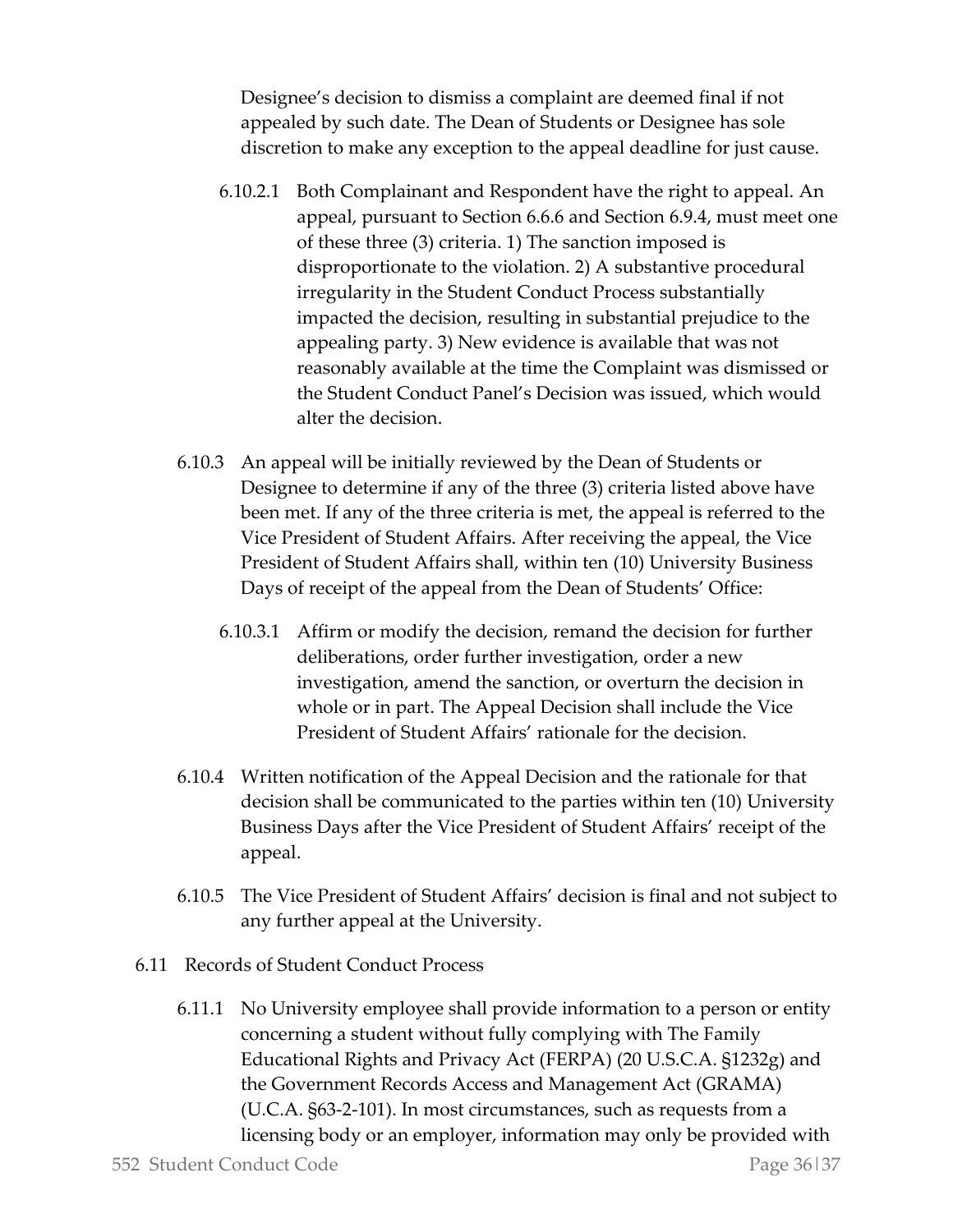Designee's decision to dismiss a complaint are deemed final if not appealed by such date. The Dean of Students or Designee has sole discretion to make any exception to the appeal deadline for just cause.

6.10.2.1 Both Complainant and Respondent have the right to appeal. An appeal, pursuant to Section 6.6.6 and Section 6.9.4, must meet one of these three (3) criteria. 1) The sanction imposed is disproportionate to the violation. 2) A substantive procedural irregularity in the Student Conduct Process substantially impacted the decision, resulting in substantial prejudice to the appealing party. 3) New evidence is available that was not reasonably available at the time the Complaint was dismissed or the Student Conduct Panel's Decision was issued, which would alter the decision.

6.10.3 An appeal will be initially reviewed by the Dean of Students or Designee to determine if any of the three (3) criteria listed above have been met. If any of the three criteria is met, the appeal is referred to the Vice President of Student Affairs. After receiving the appeal, the Vice President of Student Affairs shall, within ten (10) University Business Days of receipt of the appeal from the Dean of Students' Office:

6.10.3.1 Affirm or modify the decision, remand the decision for further deliberations, order further investigation, order a new investigation, amend the sanction, or overturn the decision in whole or in part. The Appeal Decision shall include the Vice President of Student Affairs' rationale for the decision.

6.10.4 Written notification of the Appeal Decision and the rationale for that decision shall be communicated to the parties within ten (10) University Business Days after the Vice President of Student Affairs' receipt of the appeal.

6.10.5 The Vice President of Student Affairs' decision is final and not subject to any further appeal at the University.

6.11 Records of Student Conduct Process

6.11.1 No University employee shall provide information to a person or entity concerning a student without fully complying with The Family Educational Rights and Privacy Act (FERPA) (20 U.S.C.A. §1232g) and the Government Records Access and Management Act (GRAMA) (U.C.A. §63-2-101). In most circumstances, such as requests from a licensing body or an employer, information may only be provided with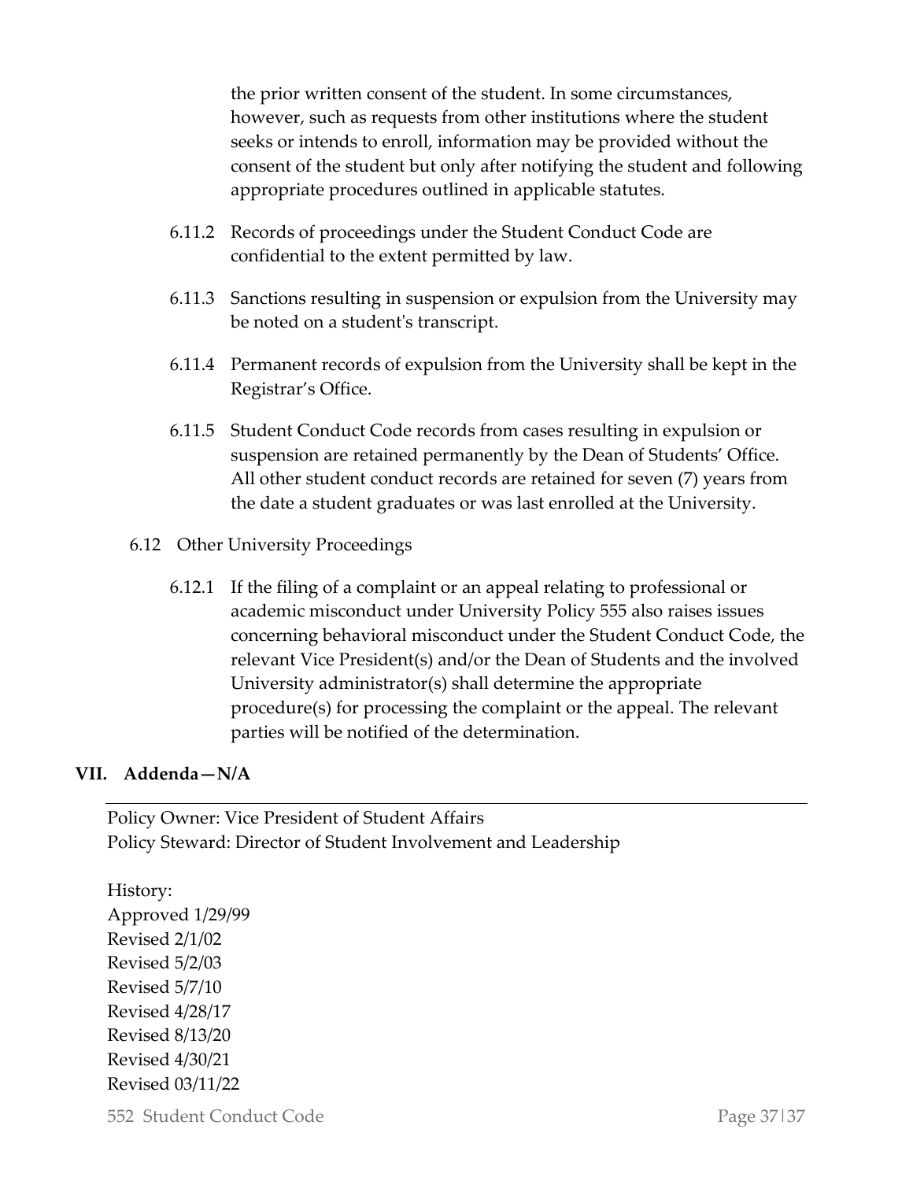the prior written consent of the student. In some circumstances, however, such as requests from other institutions where the student seeks or intends to enroll, information may be provided without the consent of the student but only after notifying the student and following appropriate procedures outlined in applicable statutes.

6.11.2 Records of proceedings under the Student Conduct Code are confidential to the extent permitted by law.

6.11.3 Sanctions resulting in suspension or expulsion from the University may be noted on a student's transcript.

6.11.4 Permanent records of expulsion from the University shall be kept in the Registrar's Office.

6.11.5 Student Conduct Code records from cases resulting in expulsion or suspension are retained permanently by the Dean of Students' Office. All other student conduct records are retained for seven (7) years from the date a student graduates or was last enrolled at the University.

6.12 Other University Proceedings

6.12.1 If the filing of a complaint or an appeal relating to professional or academic misconduct under University Policy 555 also raises issues concerning behavioral misconduct under the Student Conduct Code, the relevant Vice President(s) and/or the Dean of Students and the involved University administrator(s) shall determine the appropriate procedure(s) for processing the complaint or the appeal. The relevant parties will be notified of the determination.

## VII. Addenda—N/A

---

Policy Owner: Vice President of Student Affairs
Policy Steward: Director of Student Involvement and Leadership

History:
Approved 1/29/99
Revised 2/1/02
Revised 5/2/03
Revised 5/7/10
Revised 4/28/17
Revised 8/13/20
Revised 4/30/21
Revised 03/11/22